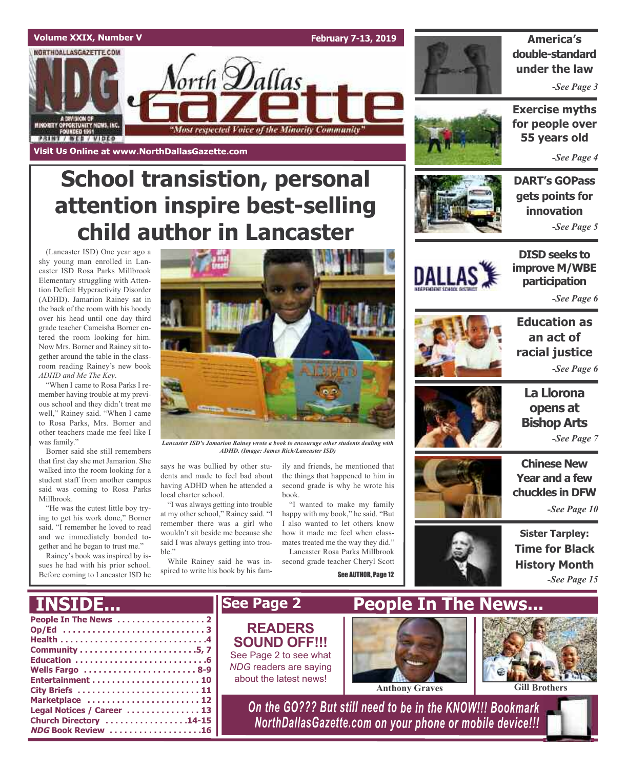Volume XXIX, Number V

February 7-13, 2019

# North Dallas Gazette

"Most respected Voice of the Minority Community"

Visit Us Online at www.NorthDallasGazette.com

# School transistion, personal attention inspire best-selling child author in Lancaster

(Lancaster ISD) One year ago a shy young man enrolled in Lancaster ISD Rosa Parks Millbrook Elementary struggling with Attention Deficit Hyperactivity Disorder (ADHD). Jamarion Rainey sat in the back of the room with his hoody over his head until one day third grade teacher Cameisha Borner entered the room looking for him. Now Mrs. Borner and Rainey sit together around the table in the classroom reading Rainey's new book *ADHD and Me The Key*.

"When I came to Rosa Parks I remember having trouble at my previous school and they didn't treat me well," Rainey said. "When I came to Rosa Parks, Mrs. Borner and other teachers made me feel like I was family."

Borner said she still remembers that first day she met Jamarion. She walked into the room looking for a student staff from another campus said was coming to Rosa Parks Millbrook.

"He was the cutest little boy trying to get his work done," Borner said. "I remember he loved to read and we immediately bonded together and he began to trust me."

Rainey's book was inspired by issues he had with his prior school. Before coming to Lancaster ISD he says he was bullied by other students and made to feel bad about having ADHD when he attended a local charter school.

"I was always getting into trouble at my other school," Rainey said. "I remember there was a girl who wouldn't sit beside me because she said I was always getting into trouble."

While Rainey said he was inspired to write his book by his family and friends, he mentioned that the things that happened to him in second grade is why he wrote his book.

"I wanted to make my family happy with my book," he said. "But I also wanted to let others know how it made me feel when classmates treated me the way they did."

Lancaster Rosa Parks Millbrook second grade teacher Cheryl Scott

See AUTHOR, Page 12

*Lancaster ISD's Jamarion Rainey wrote a book to encourage other students dealing with ADHD. (Image: James Rich/Lancaster ISD)*

## America's double-standard under the law
*-See Page 3*

## Exercise myths for people over 55 years old
*-See Page 4*

## DART's GOPass gets points for innovation
*-See Page 5*

## DISD seeks to improve M/WBE participation
*-See Page 6*

## Education as an act of racial justice
*-See Page 6*

## La Llorona opens at Bishop Arts
*-See Page 7*

## Chinese New Year and a few chuckles in DFW
*-See Page 10*

## Sister Tarpley: Time for Black History Month
*-See Page 15*

## INSIDE...

- People In The News .................. 2
- Op/Ed ............................. 3
- Health ............................. 4
- Community ........................ 5, 7
- Education .......................... 6
- Wells Fargo ...................... 8-9
- Entertainment ..................... 10
- City Briefs ....................... 11
- Marketplace ....................... 12
- Legal Notices / Career ............ 13
- Church Directory ............... 14-15
- *NDG* Book Review ................. 16

## See Page 2

**READERS SOUND OFF!!!**

See Page 2 to see what *NDG* readers are saying about the latest news!

## People In The News...

Anthony Graves

Gill Brothers

*On the GO??? But still need to be in the KNOW!!! Bookmark NorthDallasGazette.com on your phone or mobile device!!!*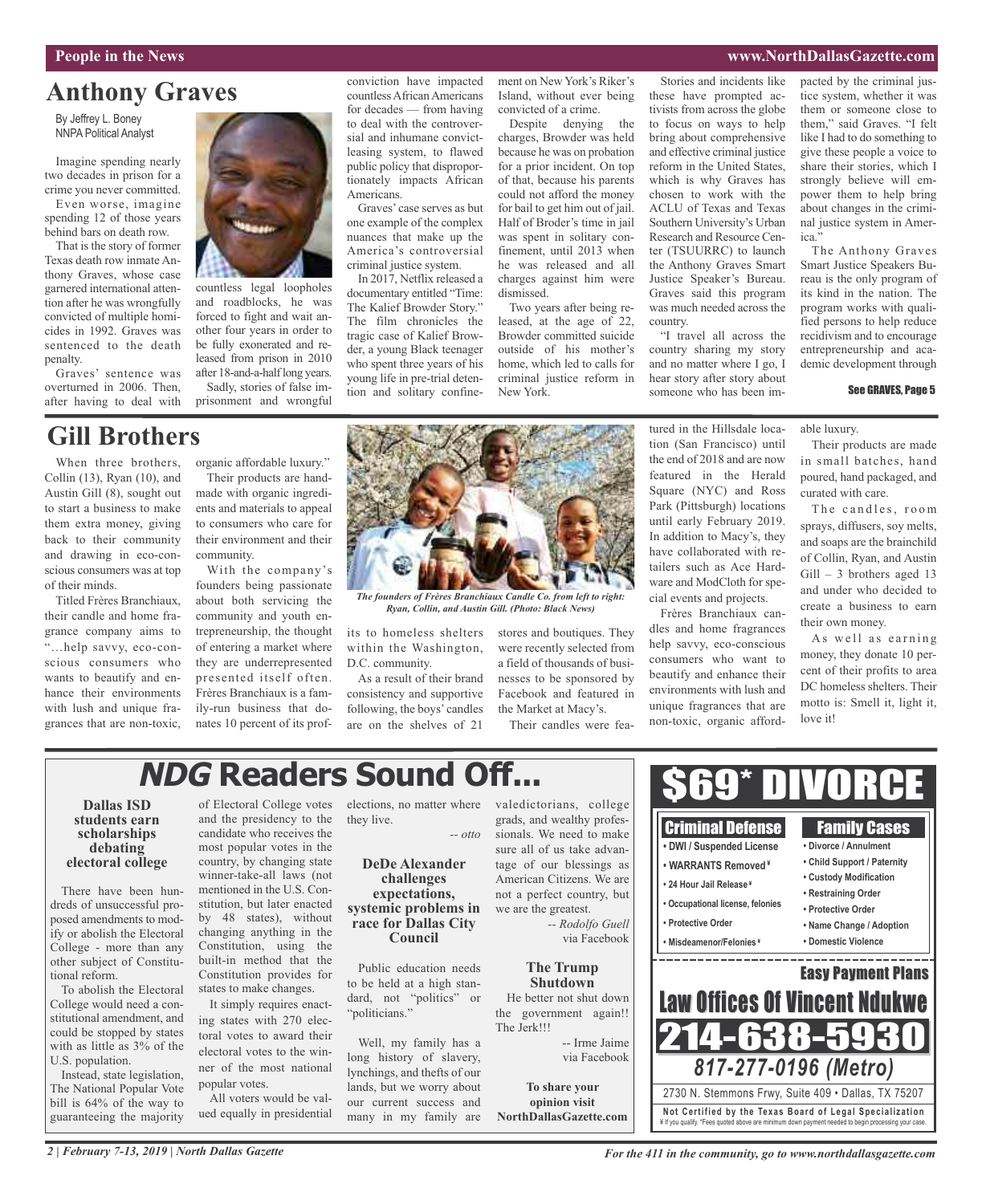## Anthony Graves

By Jeffrey L. Boney
NNPA Political Analyst

Imagine spending nearly two decades in prison for a crime you never committed.

Even worse, imagine spending 12 of those years behind bars on death row.

That is the story of former Texas death row inmate Anthony Graves, whose case garnered international attention after he was wrongfully convicted of multiple homicides in 1992. Graves was sentenced to the death penalty.

Graves' sentence was overturned in 2006. Then, after having to deal with countless legal loopholes and roadblocks, he was forced to fight and wait another four years in order to be fully exonerated and released from prison in 2010 after 18-and-a-half long years.

Sadly, stories of false imprisonment and wrongful conviction have impacted countless African Americans for decades — from having to deal with the controversial and inhumane convict-leasing system, to flawed public policy that disproportionately impacts African Americans.

Graves' case serves as but one example of the complex nuances that make up the America's controversial criminal justice system.

In 2017, Netflix released a documentary entitled "Time: The Kalief Browder Story." The film chronicles the tragic case of Kalief Browder, a young Black teenager who spent three years of his young life in pre-trial detention and solitary confinement on New York's Riker's Island, without ever being convicted of a crime.

Despite denying the charges, Browder was held because he was on probation for a prior incident. On top of that, because his parents could not afford the money for bail to get him out of jail. Half of Broder's time in jail was spent in solitary confinement, until 2013 when he was released and all charges against him were dismissed.

Two years after being released, at the age of 22, Browder committed suicide outside of his mother's home, which led to calls for criminal justice reform in New York.

Stories and incidents like these have prompted activists from across the globe to focus on ways to help bring about comprehensive and effective criminal justice reform in the United States, which is why Graves has chosen to work with the ACLU of Texas and Texas Southern University's Urban Research and Resource Center (TSUURRC) to launch the Anthony Graves Smart Justice Speaker's Bureau. Graves said this program was much needed across the country.

"I travel all across the country sharing my story and no matter where I go, I hear story after story about someone who has been impacted by the criminal justice system, whether it was them or someone close to them," said Graves. "I felt like I had to do something to give these people a voice to share their stories, which I strongly believe will empower them to help bring about changes in the criminal justice system in America."

The Anthony Graves Smart Justice Speakers Bureau is the only program of its kind in the nation. The program works with qualified persons to help reduce recidivism and to encourage entrepreneurship and academic development through

See GRAVES, Page 5

## Gill Brothers

When three brothers, Collin (13), Ryan (10), and Austin Gill (8), sought out to start a business to make them extra money, giving back to their community and drawing in eco-conscious consumers was at top of their minds.

Titled Frères Branchiaux, their candle and home fragrance company aims to "…help savvy, eco-conscious consumers who wants to beautify and enhance their environments with lush and unique fragrances that are non-toxic, organic affordable luxury."

Their products are handmade with organic ingredients and materials to appeal to consumers who care for their environment and their community.

With the company's founders being passionate about both servicing the community and youth entrepreneurship, the thought of entering a market where they are underrepresented presented itself often. Frères Branchiaux is a family-run business that donates 10 percent of its profits to homeless shelters within the Washington, D.C. community.

*The founders of Frères Branchiaux Candle Co. from left to right: Ryan, Collin, and Austin Gill. (Photo: Black News)*

As a result of their brand consistency and supportive following, the boys' candles are on the shelves of 21 stores and boutiques. They were recently selected from a field of thousands of businesses to be sponsored by Facebook and featured in the Market at Macy's.

Their candles were featured in the Hillsdale location (San Francisco) until the end of 2018 and are now featured in the Herald Square (NYC) and Ross Park (Pittsburgh) locations until early February 2019. In addition to Macy's, they have collaborated with retailers such as Ace Hardware and ModCloth for special events and projects.

Frères Branchiaux candles and home fragrances help savvy, eco-conscious consumers who want to beautify and enhance their environments with lush and unique fragrances that are non-toxic, organic affordable luxury.

Their products are made in small batches, hand poured, hand packaged, and curated with care.

The candles, room sprays, diffusers, soy melts, and soaps are the brainchild of Collin, Ryan, and Austin Gill – 3 brothers aged 13 and under who decided to create a business to earn their own money.

As well as earning money, they donate 10 percent of their profits to area DC homeless shelters. Their motto is: Smell it, light it, love it!

## *NDG* Readers Sound Off...

### Dallas ISD students earn scholarships debating electoral college

There have been hundreds of unsuccessful proposed amendments to modify or abolish the Electoral College - more than any other subject of Constitutional reform.

To abolish the Electoral College would need a constitutional amendment, and could be stopped by states with as little as 3% of the U.S. population.

Instead, state legislation, The National Popular Vote bill is 64% of the way to guaranteeing the majority of Electoral College votes and the presidency to the candidate who receives the most popular votes in the country, by changing state winner-take-all laws (not mentioned in the U.S. Constitution, but later enacted by 48 states), without changing anything in the Constitution, using the built-in method that the Constitution provides for states to make changes.

It simply requires enacting states with 270 electoral votes to award their electoral votes to the winner of the most national popular votes.

All voters would be valued equally in presidential elections, no matter where they live.

*-- otto*

### DeDe Alexander challenges expectations, systemic problems in race for Dallas City Council

Public education needs to be held at a high standard, not "politics" or "politicians."

Well, my family has a long history of slavery, lynchings, and thefts of our lands, but we worry about our current success and many in my family are valedictorians, college grads, and wealthy professionals. We need to make sure all of us take advantage of our blessings as American Citizens. We are not a perfect country, but we are the greatest.

*-- Rodolfo Guell*
via Facebook

### The Trump Shutdown

He better not shut down the government again!! The Jerk!!!

-- Irme Jaime
via Facebook

**To share your opinion visit NorthDallasGazette.com**

# $69* DIVORCE

**Criminal Defense**
- DWI / Suspended License
- WARRANTS Removed ¥
- 24 Hour Jail Release ¥
- Occupational license, felonies
- Protective Order
- Misdeamenor/Felonies ¥

**Family Cases**
- Divorce / Annulment
- Child Support / Paternity
- Custody Modification
- Restraining Order
- Protective Order
- Name Change / Adoption
- Domestic Violence

**Easy Payment Plans**

**Law Offices Of Vincent Ndukwe**

**214-638-5930**

*817-277-0196 (Metro)*

2730 N. Stemmons Frwy, Suite 409 • Dallas, TX 75207

**Not Certified by the Texas Board of Legal Specialization**
¥ If you qualify. *Fees quoted above are minimum down payment needed to begin processing your case.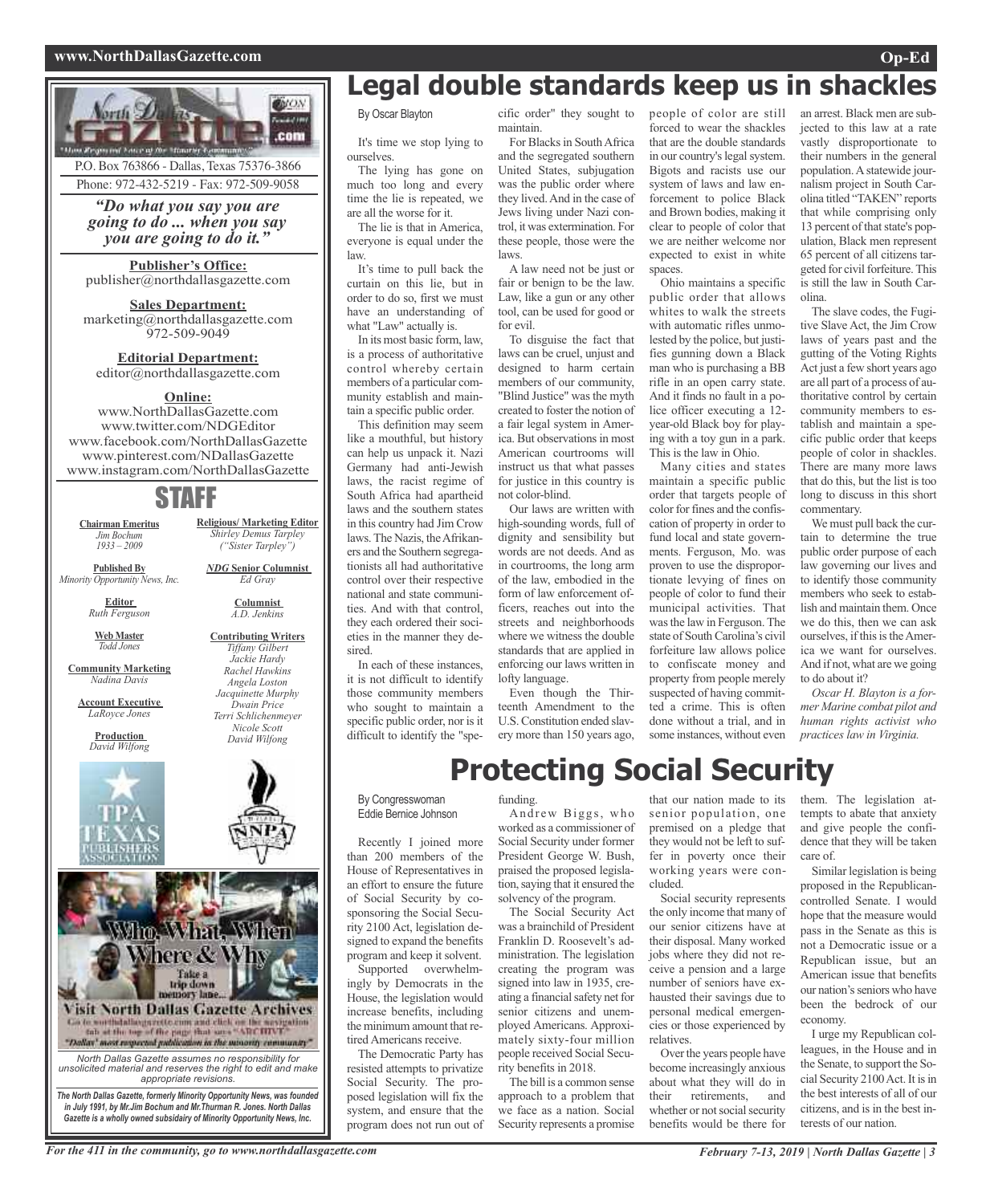P.O. Box 763866 - Dallas, Texas 75376-3866
Phone: 972-432-5219 - Fax: 972-509-9058

*"Do what you say you are going to do ... when you say you are going to do it."*

**Publisher's Office:**
publisher@northdallasgazette.com

**Sales Department:**
marketing@northdallasgazette.com
972-509-9049

**Editorial Department:**
editor@northdallasgazette.com

**Online:**
www.NorthDallasGazette.com
www.twitter.com/NDGEditor
www.facebook.com/NorthDallasGazette
www.pinterest.com/NDallasGazette
www.instagram.com/NorthDallasGazette

## STAFF

**Chairman Emeritus**
*Jim Bochum*
*1933 – 2009*

**Published By**
*Minority Opportunity News, Inc.*

**Editor**
*Ruth Ferguson*

**Web Master**
*Todd Jones*

**Community Marketing**
*Nadina Davis*

**Account Executive**
*LaRoyce Jones*

**Production**
*David Wilfong*

**Religious/ Marketing Editor**
*Shirley Demus Tarpley ("Sister Tarpley")*

***NDG* Senior Columnist**
*Ed Gray*

**Columnist**
*A.D. Jenkins*

**Contributing Writers**
*Tiffany Gilbert*
*Jackie Hardy*
*Rachel Hawkins*
*Angela Loston*
*Jacquinette Murphy*
*Dwain Price*
*Terri Schlichenmeyer*
*Nicole Scott*
*David Wilfong*

Who, What, When Where & Why
Take a trip down memory lane...
Visit North Dallas Gazette Archives
Go to northdallasgazette.com and click on the navigation tab at the top of the page that says "ARCHIVE"
"Dallas' most respected publication in the minority community"

*North Dallas Gazette assumes no responsibility for unsolicited material and reserves the right to edit and make appropriate revisions.*

***The North Dallas Gazette, formerly Minority Opportunity News, was founded in July 1991, by Mr.Jim Bochum and Mr.Thurman R. Jones. North Dallas Gazette is a wholly owned subsidairy of Minority Opportunity News, Inc.***

# Legal double standards keep us in shackles

By Oscar Blayton

It's time we stop lying to ourselves.

The lying has gone on much too long and every time the lie is repeated, we are all the worse for it.

The lie is that in America, everyone is equal under the law.

It's time to pull back the curtain on this lie, but in order to do so, first we must have an understanding of what "Law" actually is.

In its most basic form, law, is a process of authoritative control whereby certain members of a particular community establish and maintain a specific public order.

This definition may seem like a mouthful, but history can help us unpack it. Nazi Germany had anti-Jewish laws, the racist regime of South Africa had apartheid laws and the southern states in this country had Jim Crow laws. The Nazis, the Afrikaners and the Southern segregationists all had authoritative control over their respective national and state communities. And with that control, they each ordered their societies in the manner they desired.

In each of these instances, it is not difficult to identify those community members who sought to maintain a specific public order, nor is it difficult to identify the "specific order" they sought to maintain.

For Blacks in South Africa and the segregated southern United States, subjugation was the public order where they lived. And in the case of Jews living under Nazi control, it was extermination. For these people, those were the laws.

A law need not be just or fair or benign to be the law. Law, like a gun or any other tool, can be used for good or for evil.

To disguise the fact that laws can be cruel, unjust and designed to harm certain members of our community, "Blind Justice" was the myth created to foster the notion of a fair legal system in America. But observations in most American courtrooms will instruct us that what passes for justice in this country is not color-blind.

Our laws are written with high-sounding words, full of dignity and sensibility but words are not deeds. And as in courtrooms, the long arm of the law, embodied in the form of law enforcement officers, reaches out into the streets and neighborhoods where we witness the double standards that are applied in enforcing our laws written in lofty language.

Even though the Thirteenth Amendment to the U.S. Constitution ended slavery more than 150 years ago, people of color are still forced to wear the shackles that are the double standards in our country's legal system. Bigots and racists use our system of laws and law enforcement to police Black and Brown bodies, making it clear to people of color that we are neither welcome nor expected to exist in white spaces.

Ohio maintains a specific public order that allows whites to walk the streets with automatic rifles unmolested by the police, but justifies gunning down a Black man who is purchasing a BB rifle in an open carry state. And it finds no fault in a police officer executing a 12-year-old Black boy for playing with a toy gun in a park. This is the law in Ohio.

Many cities and states maintain a specific public order that targets people of color for fines and the confiscation of property in order to fund local and state governments. Ferguson, Mo. was proven to use the disproportionate levying of fines on people of color to fund their municipal activities. That was the law in Ferguson. The state of South Carolina's civil forfeiture law allows police to confiscate money and property from people merely suspected of having committed a crime. This is often done without a trial, and in some instances, without even an arrest. Black men are subjected to this law at a rate vastly disproportionate to their numbers in the general population. A statewide journalism project in South Carolina titled "TAKEN" reports that while comprising only 13 percent of that state's population, Black men represent 65 percent of all citizens targeted for civil forfeiture. This is still the law in South Carolina.

The slave codes, the Fugitive Slave Act, the Jim Crow laws of years past and the gutting of the Voting Rights Act just a few short years ago are all part of a process of authoritative control by certain community members to establish and maintain a specific public order that keeps people of color in shackles. There are many more laws that do this, but the list is too long to discuss in this short commentary.

We must pull back the curtain to determine the true public order purpose of each law governing our lives and to identify those community members who seek to establish and maintain them. Once we do this, then we can ask ourselves, if this is the America we want for ourselves. And if not, what are we going to do about it?

*Oscar H. Blayton is a former Marine combat pilot and human rights activist who practices law in Virginia.*

# Protecting Social Security

By Congresswoman Eddie Bernice Johnson

Recently I joined more than 200 members of the House of Representatives in an effort to ensure the future of Social Security by cosponsoring the Social Security 2100 Act, legislation designed to expand the benefits program and keep it solvent.

Supported overwhelmingly by Democrats in the House, the legislation would increase benefits, including the minimum amount that retired Americans receive.

The Democratic Party has resisted attempts to privatize Social Security. The proposed legislation will fix the system, and ensure that the program does not run out of funding.

Andrew Biggs, who worked as a commissioner of Social Security under former President George W. Bush, praised the proposed legislation, saying that it ensured the solvency of the program.

The Social Security Act was a brainchild of President Franklin D. Roosevelt's administration. The legislation creating the program was signed into law in 1935, creating a financial safety net for senior citizens and unemployed Americans. Approximately sixty-four million people received Social Security benefits in 2018.

The bill is a common sense approach to a problem that we face as a nation. Social Security represents a promise that our nation made to its senior population, one premised on a pledge that they would not be left to suffer in poverty once their working years were concluded.

Social security represents the only income that many of our senior citizens have at their disposal. Many worked jobs where they did not receive a pension and a large number of seniors have exhausted their savings due to personal medical emergencies or those experienced by relatives.

Over the years people have become increasingly anxious about what they will do in their retirements, and whether or not social security benefits would be there for them. The legislation attempts to abate that anxiety and give people the confidence that they will be taken care of.

Similar legislation is being proposed in the Republican-controlled Senate. I would hope that the measure would pass in the Senate as this is not a Democratic issue or a Republican issue, but an American issue that benefits our nation's seniors who have been the bedrock of our economy.

I urge my Republican colleagues, in the House and in the Senate, to support the Social Security 2100 Act. It is in the best interests of all of our citizens, and is in the best interests of our nation.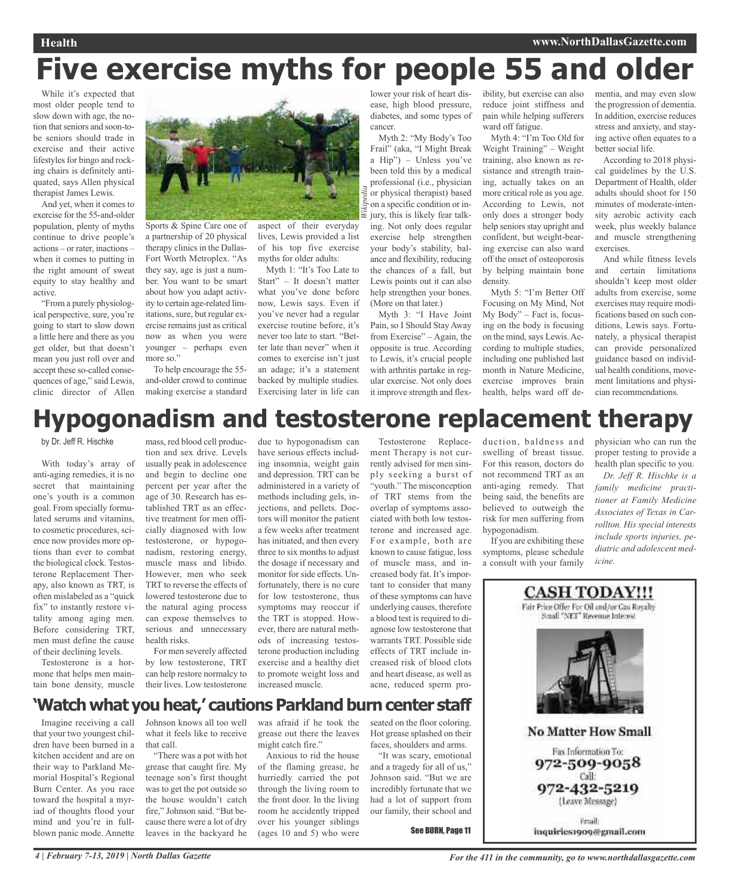# Five exercise myths for people 55 and older

While it's expected that most older people tend to slow down with age, the notion that seniors and soon-to-be seniors should trade in exercise and their active lifestyles for bingo and rocking chairs is definitely antiquated, says Allen physical therapist James Lewis.

And yet, when it comes to exercise for the 55-and-older population, plenty of myths continue to drive people's actions – or rater, inactions – when it comes to putting in the right amount of sweat equity to stay healthy and active.

"From a purely physiological perspective, sure, you're going to start to slow down a little here and there as you get older, but that doesn't mean you just roll over and accept these so-called consequences of age," said Lewis, clinic director of Allen Sports & Spine Care one of a partnership of 20 physical therapy clinics in the Dallas-Fort Worth Metroplex. "As they say, age is just a number. You want to be smart about how you adapt activity to certain age-related limitations, sure, but regular exercise remains just as critical now as when you were younger – perhaps even more so."

To help encourage the 55-and-older crowd to continue making exercise a standard aspect of their everyday lives, Lewis provided a list of his top five exercise myths for older adults:

Myth 1: "It's Too Late to Start" – It doesn't matter what you've done before now, Lewis says. Even if you've never had a regular exercise routine before, it's never too late to start. "Better late than never" when it comes to exercise isn't just an adage; it's a statement backed by multiple studies. Exercising later in life can lower your risk of heart disease, high blood pressure, diabetes, and some types of cancer.

Myth 2: "My Body's Too Frail" (aka, "I Might Break a Hip") – Unless you've been told this by a medical professional (i.e., physician or physical therapist) based on a specific condition or injury, this is likely fear talking. Not only does regular exercise help strengthen your body's stability, balance and flexibility, reducing the chances of a fall, but Lewis points out it can also help strengthen your bones. (More on that later.)

Myth 3: "I Have Joint Pain, so I Should Stay Away from Exercise" – Again, the opposite is true. According to Lewis, it's crucial people with arthritis partake in regular exercise. Not only does it improve strength and flexibility, but exercise can also reduce joint stiffness and pain while helping sufferers ward off fatigue.

Myth 4: "I'm Too Old for Weight Training" – Weight training, also known as resistance and strength training, actually takes on an more critical role as you age. According to Lewis, not only does a stronger body help seniors stay upright and confident, but weight-bearing exercise can also ward off the onset of osteoporosis by helping maintain bone density.

Myth 5: "I'm Better Off Focusing on My Mind, Not My Body" – Fact is, focusing on the body is focusing on the mind, says Lewis. According to multiple studies, including one published last month in Nature Medicine, exercise improves brain health, helps ward off dementia, and may even slow the progression of dementia. In addition, exercise reduces stress and anxiety, and staying active often equates to a better social life.

According to 2018 physical guidelines by the U.S. Department of Health, older adults should shoot for 150 minutes of moderate-intensity aerobic activity each week, plus weekly balance and muscle strengthening exercises.

And while fitness levels and certain limitations shouldn't keep most older adults from exercise, some exercises may require modifications based on such conditions, Lewis says. Fortunately, a physical therapist can provide personalized guidance based on individual health conditions, movement limitations and physician recommendations.

# Hypogonadism and testosterone replacement therapy

by Dr. Jeff R. Hischke

With today's array of anti-aging remedies, it is no secret that maintaining one's youth is a common goal. From specially formulated serums and vitamins, to cosmetic procedures, science now provides more options than ever to combat the biological clock. Testosterone Replacement Therapy, also known as TRT, is often mislabeled as a "quick fix" to instantly restore vitality among aging men. Before considering TRT, men must define the cause of their declining levels.

Testosterone is a hormone that helps men maintain bone density, muscle mass, red blood cell production and sex drive. Levels usually peak in adolescence and begin to decline one percent per year after the age of 30. Research has established TRT as an effective treatment for men officially diagnosed with low testosterone, or hypogonadism, restoring energy, muscle mass and libido. However, men who seek TRT to reverse the effects of lowered testosterone due to the natural aging process can expose themselves to serious and unnecessary health risks.

For men severely affected by low testosterone, TRT can help restore normalcy to their lives. Low testosterone due to hypogonadism can have serious effects including insomnia, weight gain and depression. TRT can be administered in a variety of methods including gels, injections, and pellets. Doctors will monitor the patient a few weeks after treatment has initiated, and then every three to six months to adjust the dosage if necessary and monitor for side effects. Unfortunately, there is no cure for low testosterone, thus symptoms may reoccur if the TRT is stopped. However, there are natural methods of increasing testosterone production including exercise and a healthy diet to promote weight loss and increased muscle.

Testosterone Replacement Therapy is not currently advised for men simply seeking a burst of "youth." The misconception of TRT stems from the overlap of symptoms associated with both low testosterone and increased age. For example, both are known to cause fatigue, loss of muscle mass, and increased body fat. It's important to consider that many of these symptoms can have underlying causes, therefore a blood test is required to diagnose low testosterone that warrants TRT. Possible side effects of TRT include increased risk of blood clots and heart disease, as well as acne, reduced sperm production, baldness and swelling of breast tissue. For this reason, doctors do not recommend TRT as an anti-aging remedy. That being said, the benefits are believed to outweigh the risk for men suffering from hypogonadism.

If you are exhibiting these symptoms, please schedule a consult with your family physician who can run the proper testing to provide a health plan specific to you.

*Dr. Jeff R. Hischke is a family medicine practitioner at Family Medicine Associates of Texas in Carrollton. His special interests include sports injuries, pediatric and adolescent medicine.*

# 'Watch what you heat,' cautions Parkland burn center staff

Imagine receiving a call that your two youngest children have been burned in a kitchen accident and are on their way to Parkland Memorial Hospital's Regional Burn Center. As you race toward the hospital a myriad of thoughts flood your mind and you're in full-blown panic mode. Annette Johnson knows all too well what it feels like to receive that call.

"There was a pot with hot grease that caught fire. My teenage son's first thought was to get the pot outside so the house wouldn't catch fire," Johnson said. "But because there were a lot of dry leaves in the backyard he was afraid if he took the grease out there the leaves might catch fire."

Anxious to rid the house of the flaming grease, he hurriedly carried the pot through the living room to the front door. In the living room he accidently tripped over his younger siblings (ages 10 and 5) who were seated on the floor coloring. Hot grease splashed on their faces, shoulders and arms.

"It was scary, emotional and a tragedy for all of us," Johnson said. "But we are incredibly fortunate that we had a lot of support from our family, their school and

See BURN, Page 11

**CASH TODAY!!!**

Fair Price Offer For Oil and/or Gas Royalty Small "NET" Revenue Interest

**No Matter How Small**

Fax Information To:
972-509-9058

Call:
972-432-5219
(Leave Message)

Email:
inquiries1909@gmail.com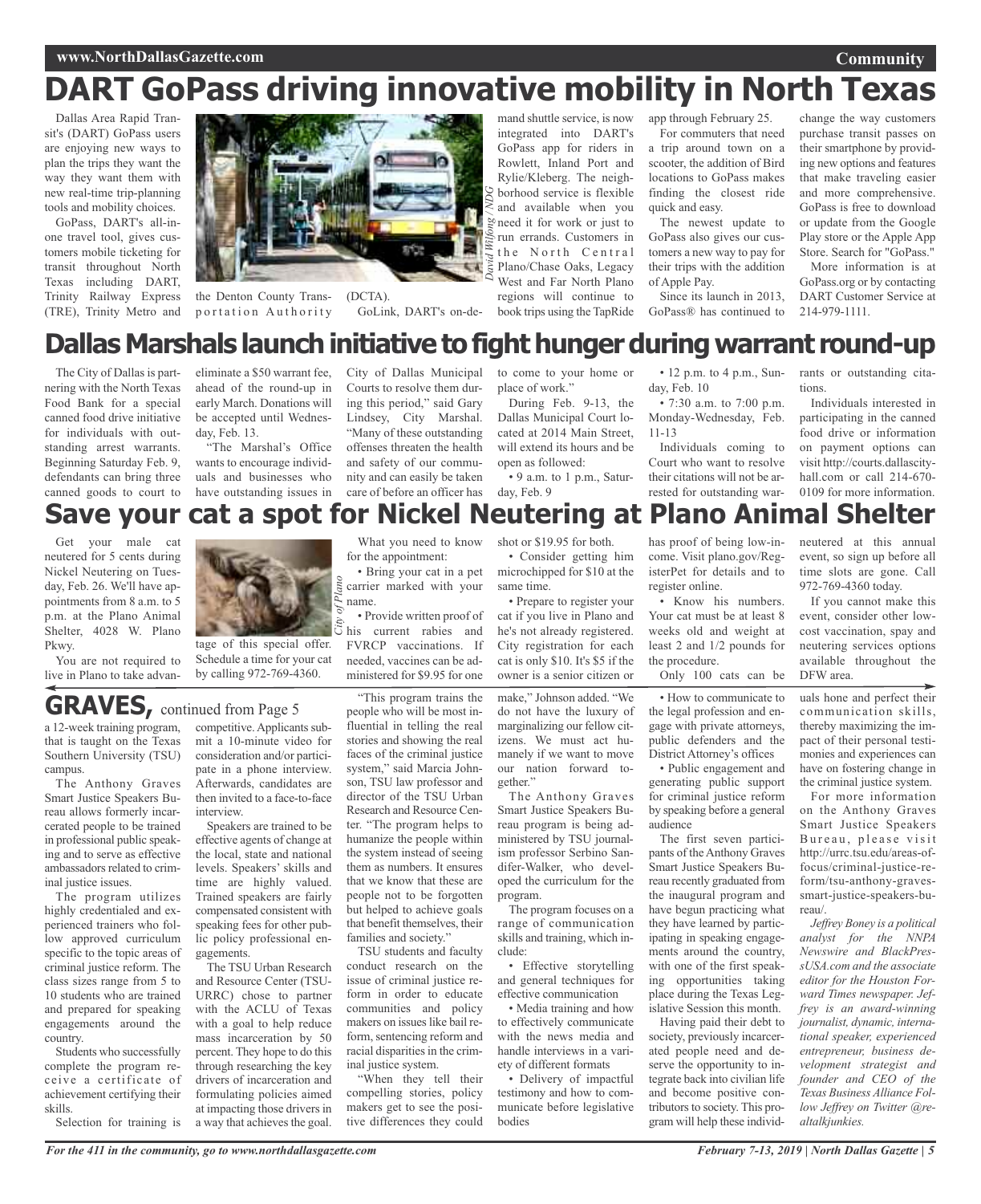# DART GoPass driving innovative mobility in North Texas

Dallas Area Rapid Transit's (DART) GoPass users are enjoying new ways to plan the trips they want the way they want them with new real-time trip-planning tools and mobility choices.

GoPass, DART's all-in-one travel tool, gives customers mobile ticketing for transit throughout North Texas including DART, Trinity Railway Express (TRE), Trinity Metro and the Denton County Transportation Authority (DCTA).

GoLink, DART's on-demand shuttle service, is now integrated into DART's GoPass app for riders in Rowlett, Inland Port and Rylie/Kleberg. The neighborhood service is flexible and available when you need it for work or just to run errands. Customers in the North Central Plano/Chase Oaks, Legacy West and Far North Plano regions will continue to book trips using the TapRide app through February 25.

For commuters that need a trip around town on a scooter, the addition of Bird locations to GoPass makes finding the closest ride quick and easy.

The newest update to GoPass also gives our customers a new way to pay for their trips with the addition of Apple Pay.

Since its launch in 2013, GoPass® has continued to change the way customers purchase transit passes on their smartphone by providing new options and features that make traveling easier and more comprehensive. GoPass is free to download or update from the Google Play store or the Apple App Store. Search for "GoPass."

More information is at GoPass.org or by contacting DART Customer Service at 214-979-1111.

David Wilfong / NDG

# Dallas Marshals launch initiative to fight hunger during warrant round-up

The City of Dallas is partnering with the North Texas Food Bank for a special canned food drive initiative for individuals with outstanding arrest warrants. Beginning Saturday Feb. 9, defendants can bring three canned goods to court to eliminate a $50 warrant fee, ahead of the round-up in early March. Donations will be accepted until Wednesday, Feb. 13.

"The Marshal's Office wants to encourage individuals and businesses who have outstanding issues in City of Dallas Municipal Courts to resolve them during this period," said Gary Lindsey, City Marshal. "Many of these outstanding offenses threaten the health and safety of our community and can easily be taken care of before an officer has to come to your home or place of work."

During Feb. 9-13, the Dallas Municipal Court located at 2014 Main Street, will extend its hours and be open as followed:

- 9 a.m. to 1 p.m., Saturday, Feb. 9
- 12 p.m. to 4 p.m., Sunday, Feb. 10
- 7:30 a.m. to 7:00 p.m. Monday-Wednesday, Feb. 11-13

Individuals coming to Court who want to resolve their citations will not be arrested for outstanding warrants or outstanding citations.

Individuals interested in participating in the canned food drive or information on payment options can visit http://courts.dallascityhall.com or call 214-670-0109 for more information.

# Save your cat a spot for Nickel Neutering at Plano Animal Shelter

Get your male cat neutered for 5 cents during Nickel Neutering on Tuesday, Feb. 26. We'll have appointments from 8 a.m. to 5 p.m. at the Plano Animal Shelter, 4028 W. Plano Pkwy.

You are not required to live in Plano to take advantage of this special offer. Schedule a time for your cat by calling 972-769-4360.

City of Plano

What you need to know for the appointment:

- Bring your cat in a pet carrier marked with your name.
- Provide written proof of his current rabies and FVRCP vaccinations. If needed, vaccines can be administered for $9.95 for one shot or $19.95 for both.
- Consider getting him microchipped for $10 at the same time.
- Prepare to register your cat if you live in Plano and he's not already registered. City registration for each cat is only $10. It's $5 if the owner is a senior citizen or has proof of being low-income. Visit plano.gov/RegisterPet for details and to register online.
- Know his numbers. Your cat must be at least 8 weeks old and weight at least 2 and 1/2 pounds for the procedure.

Only 100 cats can be neutered at this annual event, so sign up before all time slots are gone. Call 972-769-4360 today.

If you cannot make this event, consider other low-cost vaccination, spay and neutering services options available throughout the DFW area.

## GRAVES, continued from Page 5

a 12-week training program, that is taught on the Texas Southern University (TSU) campus.

The Anthony Graves Smart Justice Speakers Bureau allows formerly incarcerated people to be trained in professional public speaking and to serve as effective ambassadors related to criminal justice issues.

The program utilizes highly credentialed and experienced trainers who follow approved curriculum specific to the topic areas of criminal justice reform. The class sizes range from 5 to 10 students who are trained and prepared for speaking engagements around the country.

Students who successfully complete the program receive a certificate of achievement certifying their skills.

Selection for training is competitive. Applicants submit a 10-minute video for consideration and/or participate in a phone interview. Afterwards, candidates are then invited to a face-to-face interview.

Speakers are trained to be effective agents of change at the local, state and national levels. Speakers' skills and time are highly valued. Trained speakers are fairly compensated consistent with speaking fees for other public policy professional engagements.

The TSU Urban Research and Resource Center (TSU-URRC) chose to partner with the ACLU of Texas with a goal to help reduce mass incarceration by 50 percent. They hope to do this through researching the key drivers of incarceration and formulating policies aimed at impacting those drivers in a way that achieves the goal.

"This program trains the people who will be most influential in telling the real stories and showing the real faces of the criminal justice system," said Marcia Johnson, TSU law professor and director of the TSU Urban Research and Resource Center. "The program helps to humanize the people within the system instead of seeing them as numbers. It ensures that we know that these are people not to be forgotten but helped to achieve goals that benefit themselves, their families and society."

TSU students and faculty conduct research on the issue of criminal justice reform in order to educate communities and policy makers on issues like bail reform, sentencing reform and racial disparities in the criminal justice system.

"When they tell their compelling stories, policy makers get to see the positive differences they could make," Johnson added. "We do not have the luxury of marginalizing our fellow citizens. We must act humanely if we want to move our nation forward together."

The Anthony Graves Smart Justice Speakers Bureau program is being administered by TSU journalism professor Serbino Sandifer-Walker, who developed the curriculum for the program.

The program focuses on a range of communication skills and training, which include:

- Effective storytelling and general techniques for effective communication
- Media training and how to effectively communicate with the news media and handle interviews in a variety of different formats
- Delivery of impactful testimony and how to communicate before legislative bodies
- How to communicate to the legal profession and engage with private attorneys, public defenders and the District Attorney's offices
- Public engagement and generating public support for criminal justice reform by speaking before a general audience

The first seven participants of the Anthony Graves Smart Justice Speakers Bureau recently graduated from the inaugural program and have begun practicing what they have learned by participating in speaking engagements around the country, with one of the first speaking opportunities taking place during the Texas Legislative Session this month.

Having paid their debt to society, previously incarcerated people need and deserve the opportunity to integrate back into civilian life and become positive contributors to society. This program will help these individuals hone and perfect their communication skills, thereby maximizing the impact of their personal testimonies and experiences can have on fostering change in the criminal justice system.

For more information on the Anthony Graves Smart Justice Speakers Bureau, please visit http://urrc.tsu.edu/areas-of-focus/criminal-justice-reform/tsu-anthony-graves-smart-justice-speakers-bureau/.

*Jeffrey Boney is a political analyst for the NNPA Newswire and BlackPressUSA.com and the associate editor for the Houston Forward Times newspaper. Jeffrey is an award-winning journalist, dynamic, international speaker, experienced entrepreneur, business development strategist and founder and CEO of the Texas Business Alliance Follow Jeffrey on Twitter @realtalkjunkies.*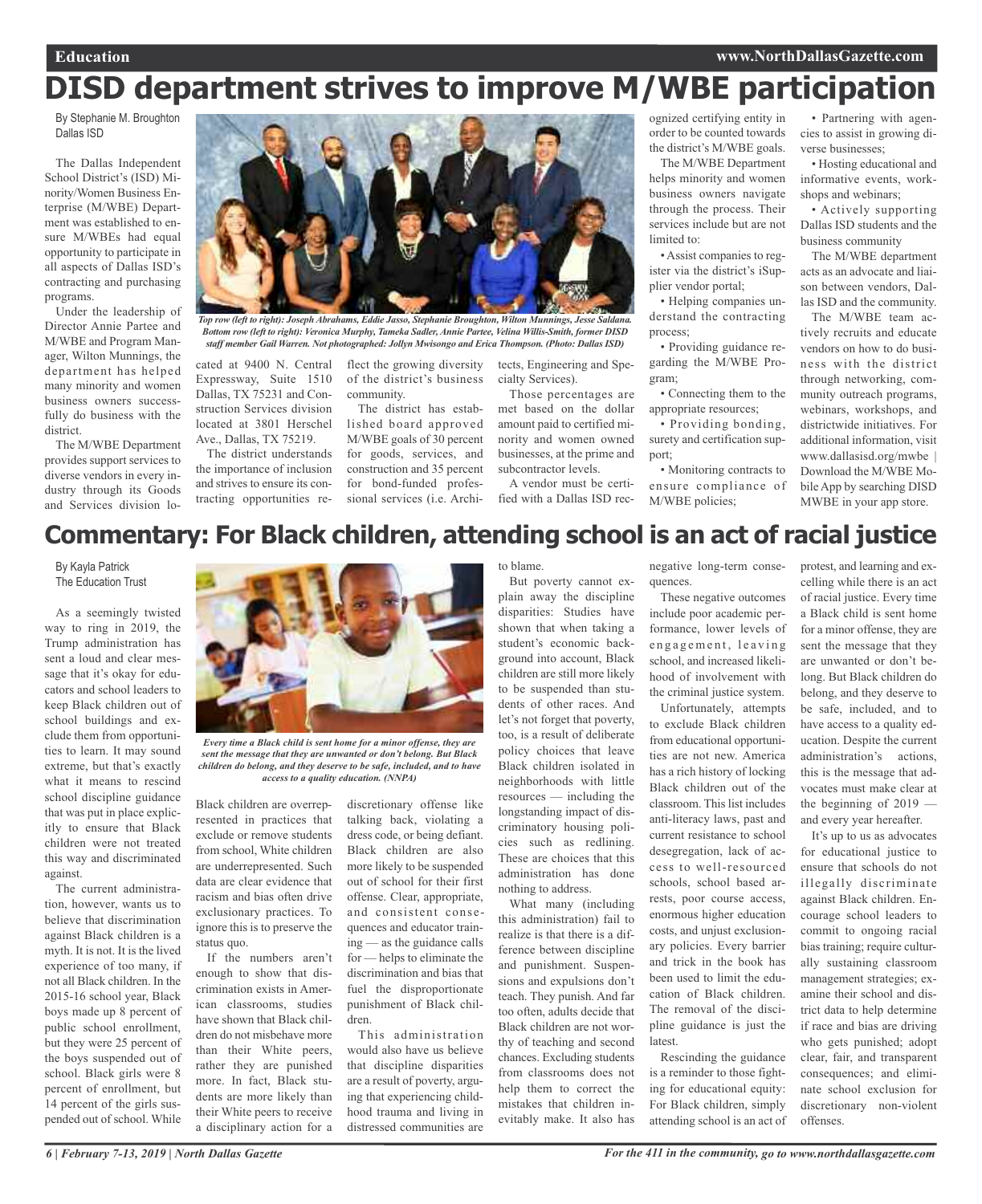# DISD department strives to improve M/WBE participation

By Stephanie M. Broughton
Dallas ISD

The Dallas Independent School District's (ISD) Minority/Women Business Enterprise (M/WBE) Department was established to ensure M/WBEs had equal opportunity to participate in all aspects of Dallas ISD's contracting and purchasing programs.

Under the leadership of Director Annie Partee and M/WBE and Program Manager, Wilton Munnings, the department has helped many minority and women business owners successfully do business with the district.

The M/WBE Department provides support services to diverse vendors in every industry through its Goods and Services division located at 9400 N. Central Expressway, Suite 1510 Dallas, TX 75231 and Construction Services division located at 3801 Herschel Ave., Dallas, TX 75219.

*Top row (left to right): Joseph Abrahams, Eddie Jasso, Stephanie Broughton, Wilton Munnings, Jesse Saldana. Bottom row (left to right): Veronica Murphy, Tameka Sadler, Annie Partee, Velina Willis-Smith, former DISD staff member Gail Warren. Not photographed: Jollyn Mwisongo and Erica Thompson. (Photo: Dallas ISD)*

The district understands the importance of inclusion and strives to ensure its contracting opportunities reflect the growing diversity of the district's business community.

The district has established board approved M/WBE goals of 30 percent for goods, services, and construction and 35 percent for bond-funded professional services (i.e. Architects, Engineering and Specialty Services).

Those percentages are met based on the dollar amount paid to certified minority and women owned businesses, at the prime and subcontractor levels.

A vendor must be certified with a Dallas ISD recognized certifying entity in order to be counted towards the district's M/WBE goals.

The M/WBE Department helps minority and women business owners navigate through the process. Their services include but are not limited to:

- Assist companies to register via the district's iSupplier vendor portal;
- Helping companies understand the contracting process;
- Providing guidance regarding the M/WBE Program;
- Connecting them to the appropriate resources;
- Providing bonding, surety and certification support;
- Monitoring contracts to ensure compliance of M/WBE policies;
- Partnering with agencies to assist in growing diverse businesses;
- Hosting educational and informative events, workshops and webinars;
- Actively supporting Dallas ISD students and the business community

The M/WBE department acts as an advocate and liaison between vendors, Dallas ISD and the community.

The M/WBE team actively recruits and educate vendors on how to do business with the district through networking, community outreach programs, webinars, workshops, and districtwide initiatives. For additional information, visit www.dallasisd.org/mwbe | Download the M/WBE Mobile App by searching DISD MWBE in your app store.

# Commentary: For Black children, attending school is an act of racial justice

By Kayla Patrick
The Education Trust

As a seemingly twisted way to ring in 2019, the Trump administration has sent a loud and clear message that it's okay for educators and school leaders to keep Black children out of school buildings and exclude them from opportunities to learn. It may sound extreme, but that's exactly what it means to rescind school discipline guidance that was put in place explicitly to ensure that Black children were not treated this way and discriminated against.

The current administration, however, wants us to believe that discrimination against Black children is a myth. It is not. It is the lived experience of too many, if not all Black children. In the 2015-16 school year, Black boys made up 8 percent of public school enrollment, but they were 25 percent of the boys suspended out of school. Black girls were 8 percent of enrollment, but 14 percent of the girls suspended out of school. While Black children are overrepresented in practices that exclude or remove students from school, White children are underrepresented. Such data are clear evidence that racism and bias often drive exclusionary practices. To ignore this is to preserve the status quo.

*Every time a Black child is sent home for a minor offense, they are sent the message that they are unwanted or don't belong. But Black children do belong, and they deserve to be safe, included, and to have access to a quality education. (NNPA)*

If the numbers aren't enough to show that discrimination exists in American classrooms, studies have shown that Black children do not misbehave more than their White peers, rather they are punished more. In fact, Black students are more likely than their White peers to receive a disciplinary action for a discretionary offense like talking back, violating a dress code, or being defiant. Black children are also more likely to be suspended out of school for their first offense. Clear, appropriate, and consistent consequences and educator training — as the guidance calls for — helps to eliminate the discrimination and bias that fuel the disproportionate punishment of Black children.

This administration would also have us believe that discipline disparities are a result of poverty, arguing that experiencing childhood trauma and living in distressed communities are to blame.

But poverty cannot explain away the discipline disparities: Studies have shown that when taking a student's economic background into account, Black children are still more likely to be suspended than students of other races. And let's not forget that poverty, too, is a result of deliberate policy choices that leave Black children isolated in neighborhoods with little resources — including the longstanding impact of discriminatory housing policies such as redlining. These are choices that this administration has done nothing to address.

What many (including this administration) fail to realize is that there is a difference between discipline and punishment. Suspensions and expulsions don't teach. They punish. And far too often, adults decide that Black children are not worthy of teaching and second chances. Excluding students from classrooms does not help them to correct the mistakes that children inevitably make. It also has negative long-term consequences.

These negative outcomes include poor academic performance, lower levels of engagement, leaving school, and increased likelihood of involvement with the criminal justice system.

Unfortunately, attempts to exclude Black children from educational opportunities are not new. America has a rich history of locking Black children out of the classroom. This list includes anti-literacy laws, past and current resistance to school desegregation, lack of access to well-resourced schools, school based arrests, poor course access, enormous higher education costs, and unjust exclusionary policies. Every barrier and trick in the book has been used to limit the education of Black children. The removal of the discipline guidance is just the latest.

Rescinding the guidance is a reminder to those fighting for educational equity: For Black children, simply attending school is an act of protest, and learning and excelling while there is an act of racial justice. Every time a Black child is sent home for a minor offense, they are sent the message that they are unwanted or don't belong. But Black children do belong, and they deserve to be safe, included, and to have access to a quality education. Despite the current administration's actions, this is the message that advocates must make clear at the beginning of 2019 — and every year hereafter.

It's up to us as advocates for educational justice to ensure that schools do not illegally discriminate against Black children. Encourage school leaders to commit to ongoing racial bias training; require culturally sustaining classroom management strategies; examine their school and district data to help determine if race and bias are driving who gets punished; adopt clear, fair, and transparent consequences; and eliminate school exclusion for discretionary non-violent offenses.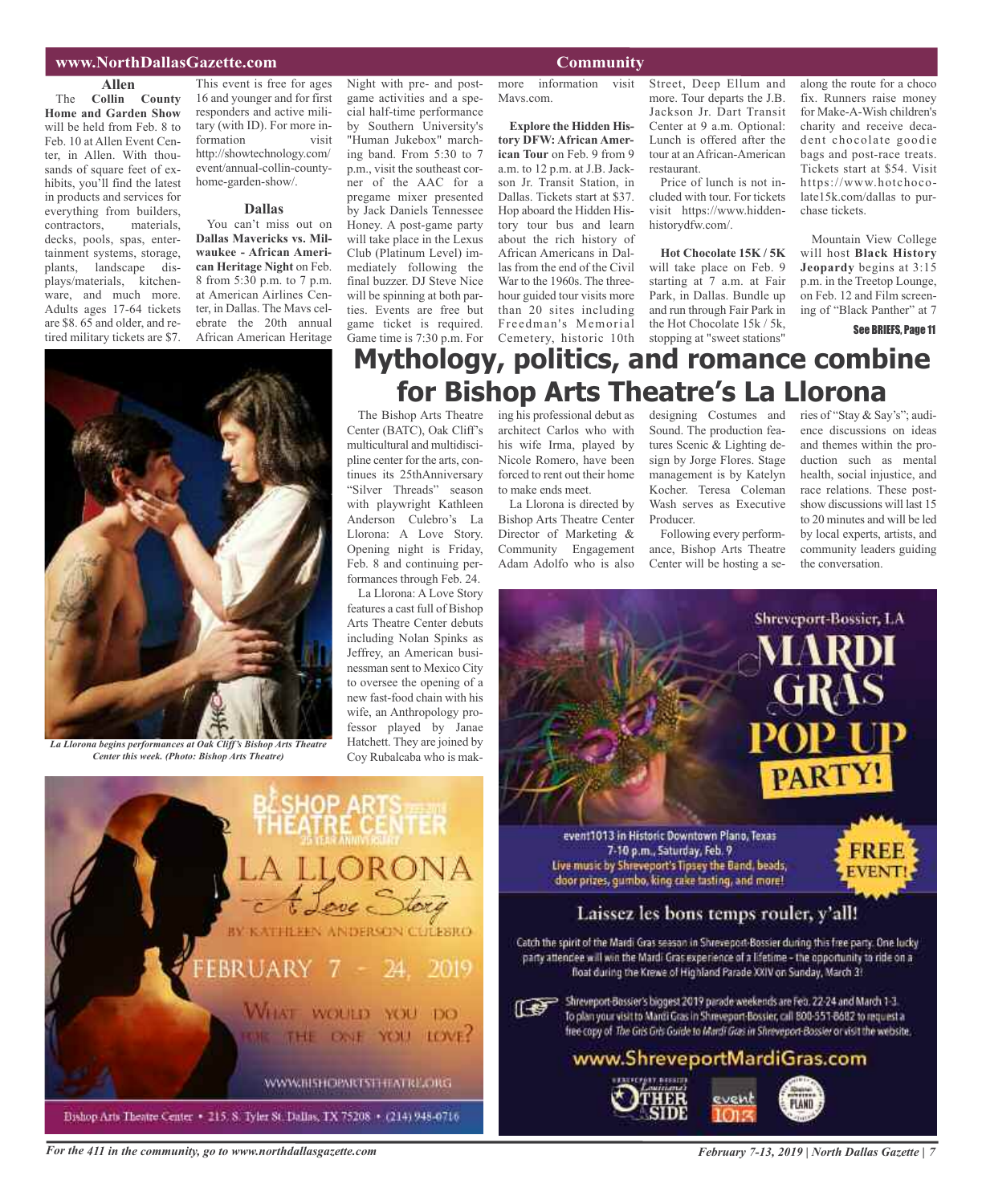## Allen

The **Collin County Home and Garden Show** will be held from Feb. 8 to Feb. 10 at Allen Event Center, in Allen. With thousands of square feet of exhibits, you'll find the latest in products and services for everything from builders, contractors, materials, decks, pools, spas, entertainment systems, storage, plants, landscape displays/materials, kitchenware, and much more. Adults ages 17-64 tickets are $8. 65 and older, and retired military tickets are $7. This event is free for ages 16 and younger and for first responders and active military (with ID). For more information visit http://showtechnology.com/event/annual-collin-county-home-garden-show/.

## Dallas

You can't miss out on **Dallas Mavericks vs. Milwaukee - African American Heritage Night** on Feb. 8 from 5:30 p.m. to 7 p.m. at American Airlines Center, in Dallas. The Mavs celebrate the 20th annual African American Heritage Night with pre- and post-game activities and a special half-time performance by Southern University's "Human Jukebox" marching band. From 5:30 to 7 p.m., visit the southeast corner of the AAC for a pregame mixer presented by Jack Daniels Tennessee Honey. A post-game party will take place in the Lexus Club (Platinum Level) immediately following the final buzzer. DJ Steve Nice will be spinning at both parties. Events are free but game ticket is required. Game time is 7:30 p.m. For more information visit Mavs.com.

**Explore the Hidden History DFW: African American Tour** on Feb. 9 from 9 a.m. to 12 p.m. at J.B. Jackson Jr. Transit Station, in Dallas. Tickets start at $37. Hop aboard the Hidden History tour bus and learn about the rich history of African Americans in Dallas from the end of the Civil War to the 1960s. The three-hour guided tour visits more than 20 sites including Freedman's Memorial Cemetery, historic 10th Street, Deep Ellum and more. Tour departs the J.B. Jackson Jr. Dart Transit Center at 9 a.m. Optional: Lunch is offered after the tour at an African-American restaurant.

Price of lunch is not included with tour. For tickets visit https://www.hiddenhistorydfw.com/.

**Hot Chocolate 15K / 5K** will take place on Feb. 9 starting at 7 a.m. at Fair Park, in Dallas. Bundle up and run through Fair Park in the Hot Chocolate 15k / 5k, stopping at "sweet stations" along the route for a choco fix. Runners raise money for Make-A-Wish children's charity and receive decadent chocolate goodie bags and post-race treats. Tickets start at $54. Visit https://www.hotchocolate15k.com/dallas to purchase tickets.

Mountain View College will host **Black History Jeopardy** begins at 3:15 p.m. in the Treetop Lounge, on Feb. 12 and Film screening of "Black Panther" at 7

See BRIEFS, Page 11

# Mythology, politics, and romance combine for Bishop Arts Theatre's La Llorona

*La Llorona begins performances at Oak Cliff's Bishop Arts Theatre Center this week. (Photo: Bishop Arts Theatre)*

The Bishop Arts Theatre Center (BATC), Oak Cliff's multicultural and multidiscipline center for the arts, continues its 25thAnniversary "Silver Threads" season with playwright Kathleen Anderson Culebro's La Llorona: A Love Story. Opening night is Friday, Feb. 8 and continuing performances through Feb. 24.

La Llorona: A Love Story features a cast full of Bishop Arts Theatre Center debuts including Nolan Spinks as Jeffrey, an American businessman sent to Mexico City to oversee the opening of a new fast-food chain with his wife, an Anthropology professor played by Janae Hatchett. They are joined by Coy Rubalcaba who is making his professional debut as architect Carlos who with his wife Irma, played by Nicole Romero, have been forced to rent out their home to make ends meet.

La Llorona is directed by Bishop Arts Theatre Center Director of Marketing & Community Engagement Adam Adolfo who is also designing Costumes and Sound. The production features Scenic & Lighting design by Jorge Flores. Stage management is by Katelyn Kocher. Teresa Coleman Wash serves as Executive Producer.

Following every performance, Bishop Arts Theatre Center will be hosting a series of "Stay & Say's"; audience discussions on ideas and themes within the production such as mental health, social injustice, and race relations. These post-show discussions will last 15 to 20 minutes and will be led by local experts, artists, and community leaders guiding the conversation.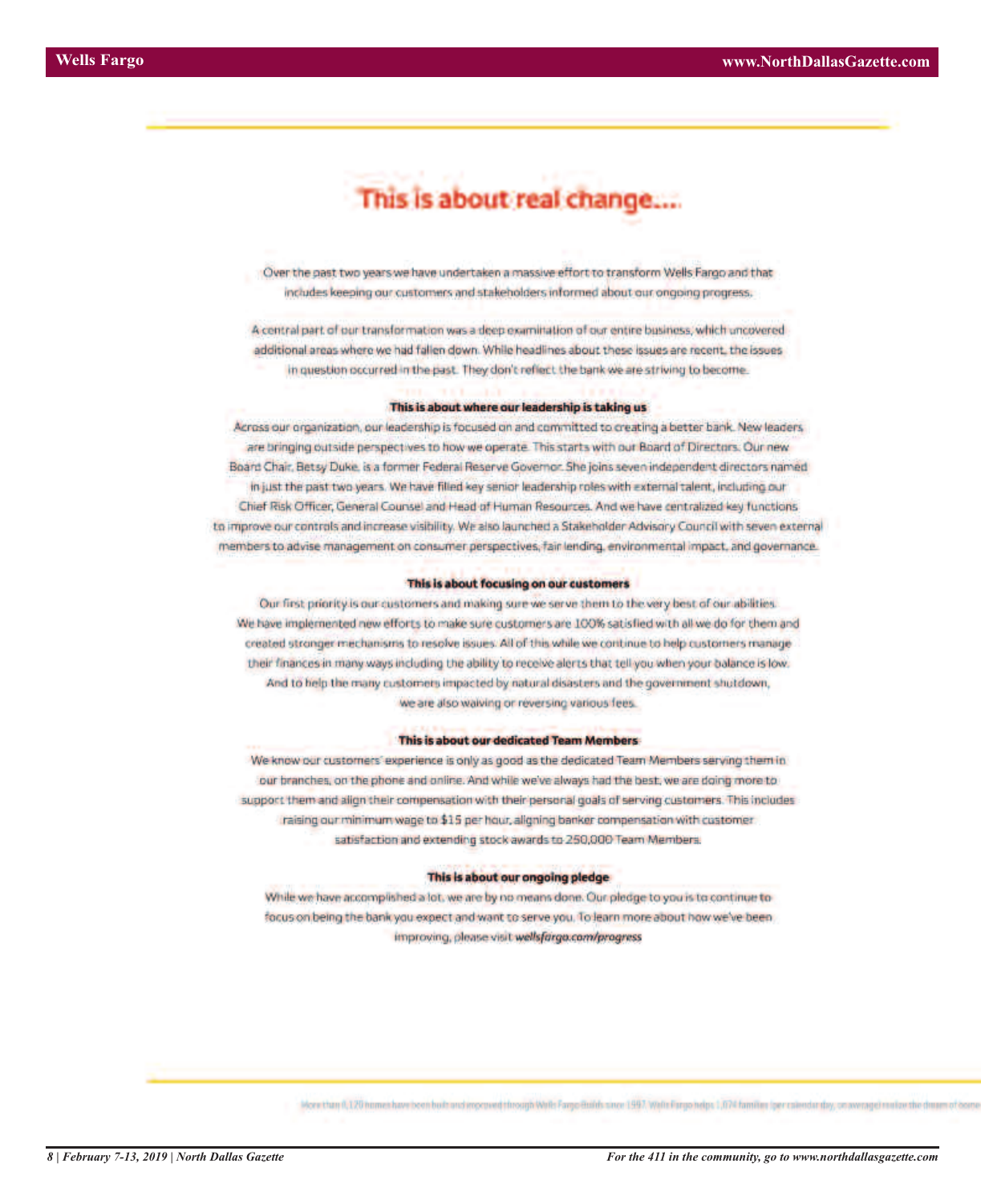# This is about real change....

Over the past two years we have undertaken a massive effort to transform Wells Fargo and that includes keeping our customers and stakeholders informed about our ongoing progress.

A central part of our transformation was a deep examination of our entire business, which uncovered additional areas where we had fallen down. While headlines about these issues are recent, the issues in question occurred in the past. They don't reflect the bank we are striving to become.

**This is about where our leadership is taking us**

Across our organization, our leadership is focused on and committed to creating a better bank. New leaders are bringing outside perspectives to how we operate. This starts with our Board of Directors. Our new Board Chair, Betsy Duke, is a former Federal Reserve Governor. She joins seven independent directors named in just the past two years. We have filled key senior leadership roles with external talent, including our Chief Risk Officer, General Counsel and Head of Human Resources. And we have centralized key functions to improve our controls and increase visibility. We also launched a Stakeholder Advisory Council with seven external members to advise management on consumer perspectives, fair lending, environmental impact, and governance.

**This is about focusing on our customers**

Our first priority is our customers and making sure we serve them to the very best of our abilities. We have implemented new efforts to make sure customers are 100% satisfied with all we do for them and created stronger mechanisms to resolve issues. All of this while we continue to help customers manage their finances in many ways including the ability to receive alerts that tell you when your balance is low. And to help the many customers impacted by natural disasters and the government shutdown, we are also waiving or reversing various fees.

**This is about our dedicated Team Members**

We know our customers' experience is only as good as the dedicated Team Members serving them in our branches, on the phone and online. And while we've always had the best, we are doing more to support them and align their compensation with their personal goals of serving customers. This includes raising our minimum wage to $15 per hour, aligning banker compensation with customer satisfaction and extending stock awards to 250,000 Team Members.

**This is about our ongoing pledge**

While we have accomplished a lot, we are by no means done. Our pledge to you is to continue to focus on being the bank you expect and want to serve you. To learn more about how we've been improving, please visit ***wellsfargo.com/progress***

More than 6,120 homes have been built and improved through Wells Fargo Builds since 1997. Wells Fargo helps 1,074 families (per calendar day, on average) realize the dream of home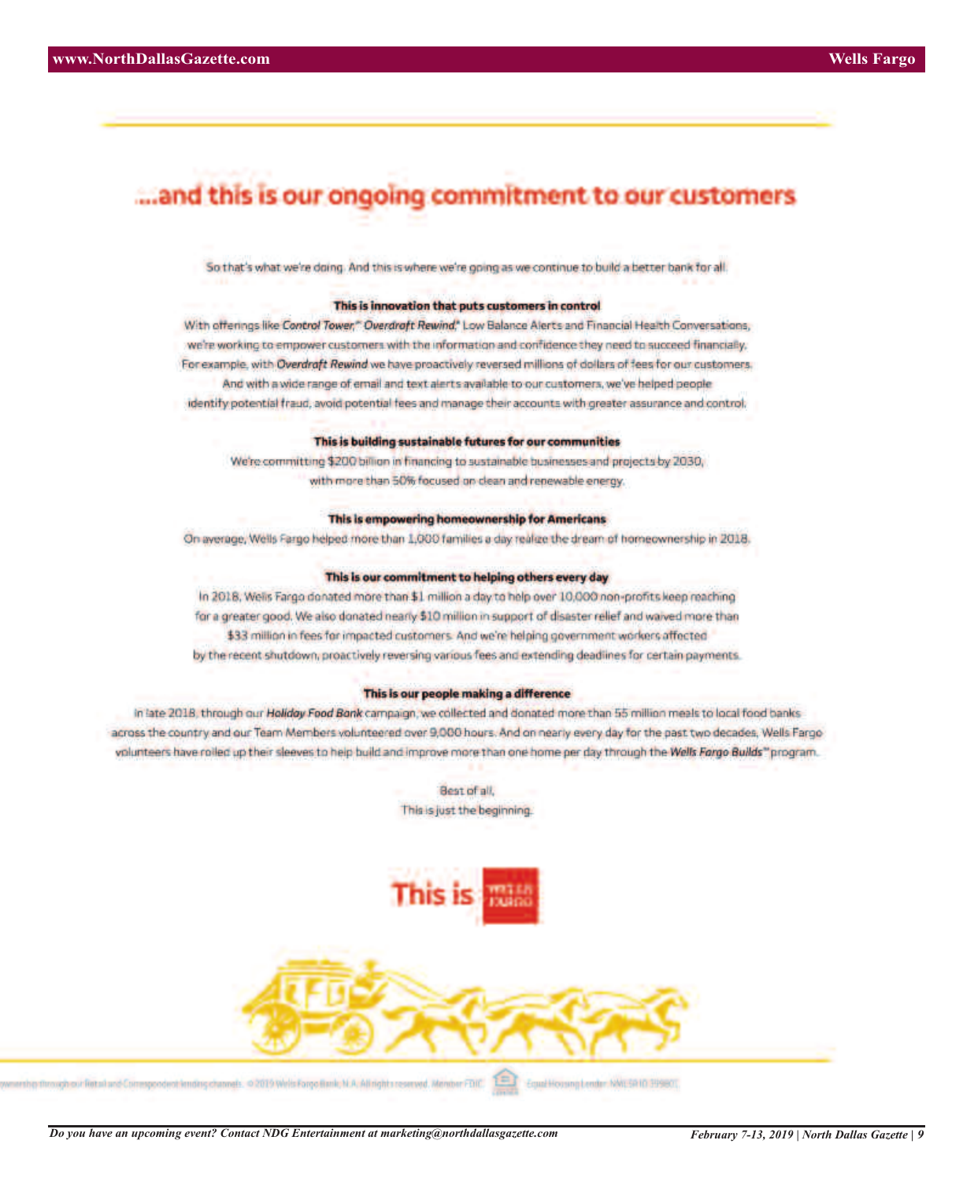# ...and this is our ongoing commitment to our customers

So that's what we're doing. And this is where we're going as we continue to build a better bank for all.

**This is innovation that puts customers in control**

With offerings like ***Control Tower,*** ***Overdraft Rewind,*** Low Balance Alerts and Financial Health Conversations, we're working to empower customers with the information and confidence they need to succeed financially. For example, with ***Overdraft Rewind*** we have proactively reversed millions of dollars of fees for our customers. And with a wide range of email and text alerts available to our customers, we've helped people identify potential fraud, avoid potential fees and manage their accounts with greater assurance and control.

**This is building sustainable futures for our communities**

We're committing $200 billion in financing to sustainable businesses and projects by 2030, with more than 50% focused on clean and renewable energy.

**This is empowering homeownership for Americans**

On average, Wells Fargo helped more than 1,000 families a day realize the dream of homeownership in 2018.

**This is our commitment to helping others every day**

In 2018, Wells Fargo donated more than $1 million a day to help over 10,000 non-profits keep reaching for a greater good. We also donated nearly $10 million in support of disaster relief and waived more than $33 million in fees for impacted customers. And we're helping government workers affected by the recent shutdown, proactively reversing various fees and extending deadlines for certain payments.

**This is our people making a difference**

In late 2018, through our ***Holiday Food Bank*** campaign, we collected and donated more than 55 million meals to local food banks across the country and our Team Members volunteered over 9,000 hours. And on nearly every day for the past two decades, Wells Fargo volunteers have rolled up their sleeves to help build and improve more than one home per day through the ***Wells Fargo Builds*** program.

Best of all,
This is just the beginning.

This is WELLS FARGO

ownership through our Retail and Correspondent lending channels. © 2019 Wells Fargo Bank, N.A. All rights reserved. Member FDIC. Equal Housing Lender. NMLSR ID 399801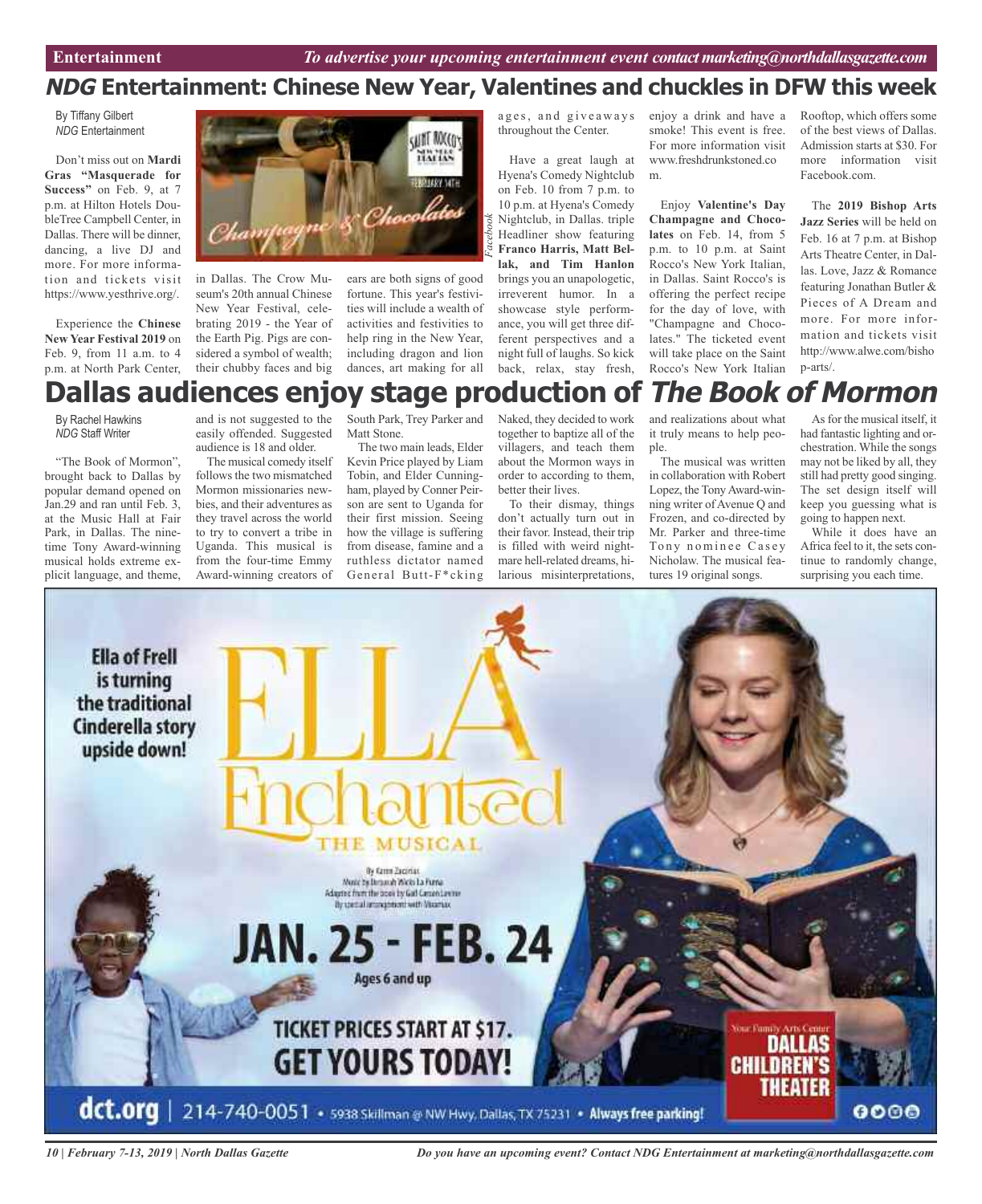## *NDG* Entertainment: Chinese New Year, Valentines and chuckles in DFW this week

By Tiffany Gilbert
*NDG* Entertainment

Don't miss out on **Mardi Gras "Masquerade for Success"** on Feb. 9, at 7 p.m. at Hilton Hotels DoubleTree Campbell Center, in Dallas. There will be dinner, dancing, a live DJ and more. For more information and tickets visit https://www.yesthrive.org/.

Experience the **Chinese New Year Festival 2019** on Feb. 9, from 11 a.m. to 4 p.m. at North Park Center, in Dallas. The Crow Museum's 20th annual Chinese New Year Festival, celebrating 2019 - the Year of the Earth Pig. Pigs are considered a symbol of wealth; their chubby faces and big ears are both signs of good fortune. This year's festivities will include a wealth of activities and festivities to help ring in the New Year, including dragon and lion dances, art making for all ages, and giveaways throughout the Center.

Have a great laugh at Hyena's Comedy Nightclub on Feb. 10 from 7 p.m. to 10 p.m. at Hyena's Comedy Nightclub, in Dallas. triple Headliner show featuring **Franco Harris, Matt Bellak, and Tim Hanlon** brings you an unapologetic, irreverent humor. In a showcase style performance, you will get three different perspectives and a night full of laughs. So kick back, relax, stay fresh, enjoy a drink and have a smoke! This event is free. For more information visit www.freshdrunkstoned.com.

Enjoy **Valentine's Day Champagne and Chocolates** on Feb. 14, from 5 p.m. to 10 p.m. at Saint Rocco's New York Italian, in Dallas. Saint Rocco's is offering the perfect recipe for the day of love, with "Champagne and Chocolates." The ticketed event will take place on the Saint Rocco's New York Italian Rooftop, which offers some of the best views of Dallas. Admission starts at $30. For more information visit Facebook.com.

The **2019 Bishop Arts Jazz Series** will be held on Feb. 16 at 7 p.m. at Bishop Arts Theatre Center, in Dallas. Love, Jazz & Romance featuring Jonathan Butler & Pieces of A Dream and more. For more information and tickets visit http://www.alwe.com/bishop-arts/.

## Dallas audiences enjoy stage production of *The Book of Mormon*

By Rachel Hawkins
*NDG* Staff Writer

"The Book of Mormon", brought back to Dallas by popular demand opened on Jan.29 and ran until Feb. 3, at the Music Hall at Fair Park, in Dallas. The nine-time Tony Award-winning musical holds extreme explicit language, and theme, and is not suggested to the easily offended. Suggested audience is 18 and older.

The musical comedy itself follows the two mismatched Mormon missionaries newbies, and their adventures as they travel across the world to try to convert a tribe in Uganda. This musical is from the four-time Emmy Award-winning creators of South Park, Trey Parker and Matt Stone.

The two main leads, Elder Kevin Price played by Liam Tobin, and Elder Cunningham, played by Conner Peirson are sent to Uganda for their first mission. Seeing how the village is suffering from disease, famine and a ruthless dictator named General Butt-F*cking Naked, they decided to work together to baptize all of the villagers, and teach them about the Mormon ways in order to according to them, better their lives.

To their dismay, things don't actually turn out in their favor. Instead, their trip is filled with weird nightmare hell-related dreams, hilarious misinterpretations, and realizations about what it truly means to help people.

The musical was written in collaboration with Robert Lopez, the Tony Award-winning writer of Avenue Q and Frozen, and co-directed by Mr. Parker and three-time Tony nominee Casey Nicholaw. The musical features 19 original songs.

As for the musical itself, it had fantastic lighting and orchestration. While the songs may not be liked by all, they still had pretty good singing. The set design itself will keep you guessing what is going to happen next.

While it does have an Africa feel to it, the sets continue to randomly change, surprising you each time.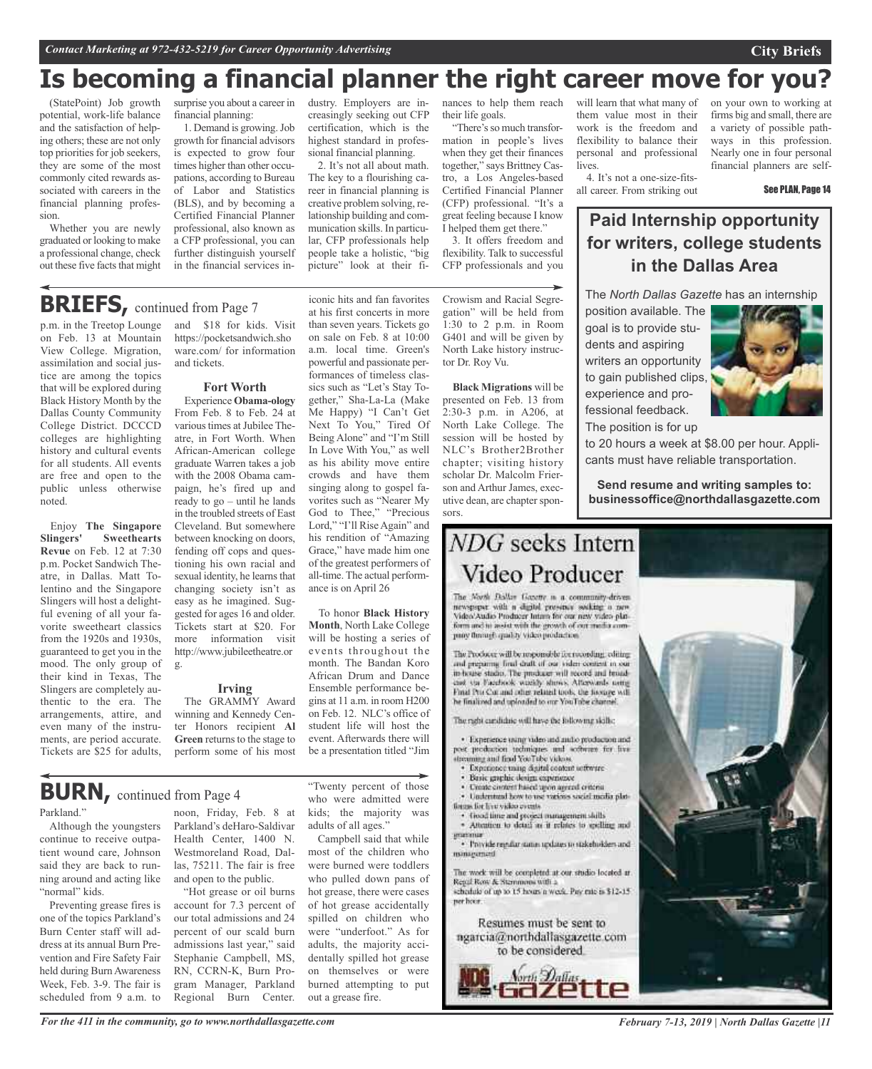# Is becoming a financial planner the right career move for you?

(StatePoint) Job growth potential, work-life balance and the satisfaction of helping others; these are not only top priorities for job seekers, they are some of the most commonly cited rewards associated with careers in the financial planning profession.

Whether you are newly graduated or looking to make a professional change, check out these five facts that might surprise you about a career in financial planning:

1. Demand is growing. Job growth for financial advisors is expected to grow four times higher than other occupations, according to Bureau of Labor and Statistics (BLS), and by becoming a Certified Financial Planner professional, also known as a CFP professional, you can further distinguish yourself in the financial services industry. Employers are increasingly seeking out CFP certification, which is the highest standard in professional financial planning.

2. It's not all about math. The key to a flourishing career in financial planning is creative problem solving, relationship building and communication skills. In particular, CFP professionals help people take a holistic, "big picture" look at their finances to help them reach their life goals.

"There's so much transformation in people's lives when they get their finances together," says Brittney Castro, a Los Angeles-based Certified Financial Planner (CFP) professional. "It's a great feeling because I know I helped them get there."

3. It offers freedom and flexibility. Talk to successful CFP professionals and you will learn that what many of them value most in their work is the freedom and flexibility to balance their personal and professional lives.

4. It's not a one-size-fits-all career. From striking out on your own to working at firms big and small, there are a variety of possible pathways in this profession. Nearly one in four personal financial planners are self-

**See PLAN, Page 14**

## BRIEFS, continued from Page 7

p.m. in the Treetop Lounge on Feb. 13 at Mountain View College. Migration, assimilation and social justice are among the topics that will be explored during Black History Month by the Dallas County Community College District. DCCCD colleges are highlighting history and cultural events for all students. All events are free and open to the public unless otherwise noted.

Enjoy **The Singapore Slingers' Sweethearts Revue** on Feb. 12 at 7:30 p.m. Pocket Sandwich Theatre, in Dallas. Matt Tolentino and the Singapore Slingers will host a delightful evening of all your favorite sweetheart classics from the 1920s and 1930s, guaranteed to get you in the mood. The only group of their kind in Texas, The Slingers are completely authentic to the era. The arrangements, attire, and even many of the instruments, are period accurate. Tickets are $25 for adults, and $18 for kids. Visit https://pocketsandwich.showare.com/ for information and tickets.

### Fort Worth

Experience **Obama-ology** From Feb. 8 to Feb. 24 at various times at Jubilee Theatre, in Fort Worth. When African-American college graduate Warren takes a job with the 2008 Obama campaign, he's fired up and ready to go – until he lands in the troubled streets of East Cleveland. But somewhere between knocking on doors, fending off cops and questioning his own racial and sexual identity, he learns that changing society isn't as easy as he imagined. Suggested for ages 16 and older. Tickets start at $20. For more information visit http://www.jubileetheatre.org.

### Irving

The GRAMMY Award winning and Kennedy Center Honors recipient **Al Green** returns to the stage to perform some of his most iconic hits and fan favorites at his first concerts in more than seven years. Tickets go on sale on Feb. 8 at 10:00 a.m. local time. Green's powerful and passionate performances of timeless classics such as "Let's Stay Together," Sha-La-La (Make Me Happy) "I Can't Get Next To You," Tired Of Being Alone" and "I'm Still In Love With You," as well as his ability move entire crowds and have them singing along to gospel favorites such as "Nearer My God to Thee," "Precious Lord," "I'll Rise Again" and his rendition of "Amazing Grace," have made him one of the greatest performers of all-time. The actual performance is on April 26

To honor **Black History Month**, North Lake College will be hosting a series of events throughout the month. The Bandan Koro African Drum and Dance Ensemble performance begins at 11 a.m. in room H200 on Feb. 12. NLC's office of student life will host the event. Afterwards there will be a presentation titled "Jim Crowism and Racial Segregation" will be held from 1:30 to 2 p.m. in Room G401 and will be given by North Lake history instructor Dr. Roy Vu.

**Black Migrations** will be presented on Feb. 13 from 2:30-3 p.m. in A206, at North Lake College. The session will be hosted by NLC's Brother2Brother chapter; visiting history scholar Dr. Malcolm Frierson and Arthur James, executive dean, are chapter sponsors.

## BURN, continued from Page 4

Parkland."

Although the youngsters continue to receive outpatient wound care, Johnson said they are back to running around and acting like "normal" kids.

Preventing grease fires is one of the topics Parkland's Burn Center staff will address at its annual Burn Prevention and Fire Safety Fair held during Burn Awareness Week, Feb. 3-9. The fair is scheduled from 9 a.m. to noon, Friday, Feb. 8 at Parkland's deHaro-Saldivar Health Center, 1400 N. Westmoreland Road, Dallas, 75211. The fair is free and open to the public.

"Hot grease or oil burns account for 7.3 percent of our total admissions and 24 percent of our scald burn admissions last year," said Stephanie Campbell, MS, RN, CCRN-K, Burn Program Manager, Parkland Regional Burn Center. "Twenty percent of those who were admitted were kids; the majority was adults of all ages."

Campbell said that while most of the children who were burned were toddlers who pulled down pans of hot grease, there were cases of hot grease accidentally spilled on children who were "underfoot." As for adults, the majority accidentally spilled hot grease on themselves or were burned attempting to put out a grease fire.

## Paid Internship opportunity for writers, college students in the Dallas Area

The *North Dallas Gazette* has an internship position available. The goal is to provide students and aspiring writers an opportunity to gain published clips, experience and professional feedback. The position is for up to 20 hours a week at $8.00 per hour. Applicants must have reliable transportation.

**Send resume and writing samples to: businessoffice@northdallasgazette.com**

## *NDG* seeks Intern Video Producer

The North Dallas Gazette is a community-driven newspaper with a digital presence seeking a new Video/Audio Producer Intern for our new video platform and to assist with the growth of our media company through quality video production.

The Producer will be responsible for recording, editing and preparing final draft of our video content in our in-house studio. The producer will record and broadcast via Facebook weekly shows. Afterwards using Final Pro Cut and other related tools, the footage will be finalized and uploaded to our YouTube channel.

The right candidate will have the following skills:

- Experience using video and audio production and post production techniques and software for live streaming and final YouTube videos.
- Experience using digital content software
- Basic graphic design experience
- Create content based upon agreed criteria
- Understand how to use various social media platforms for live video events
- Good time and project management skills
- Attention to detail as it relates to spelling and grammar
- Provide regular status updates to stakeholders and management

The work will be completed at our studio located at Regal Row & Stemmons with a schedule of up to 15 hours a week. Pay rate is $12-15 per hour.

Resumes must be sent to ngarcia@northdallasgazette.com to be considered.

North Dallas Gazette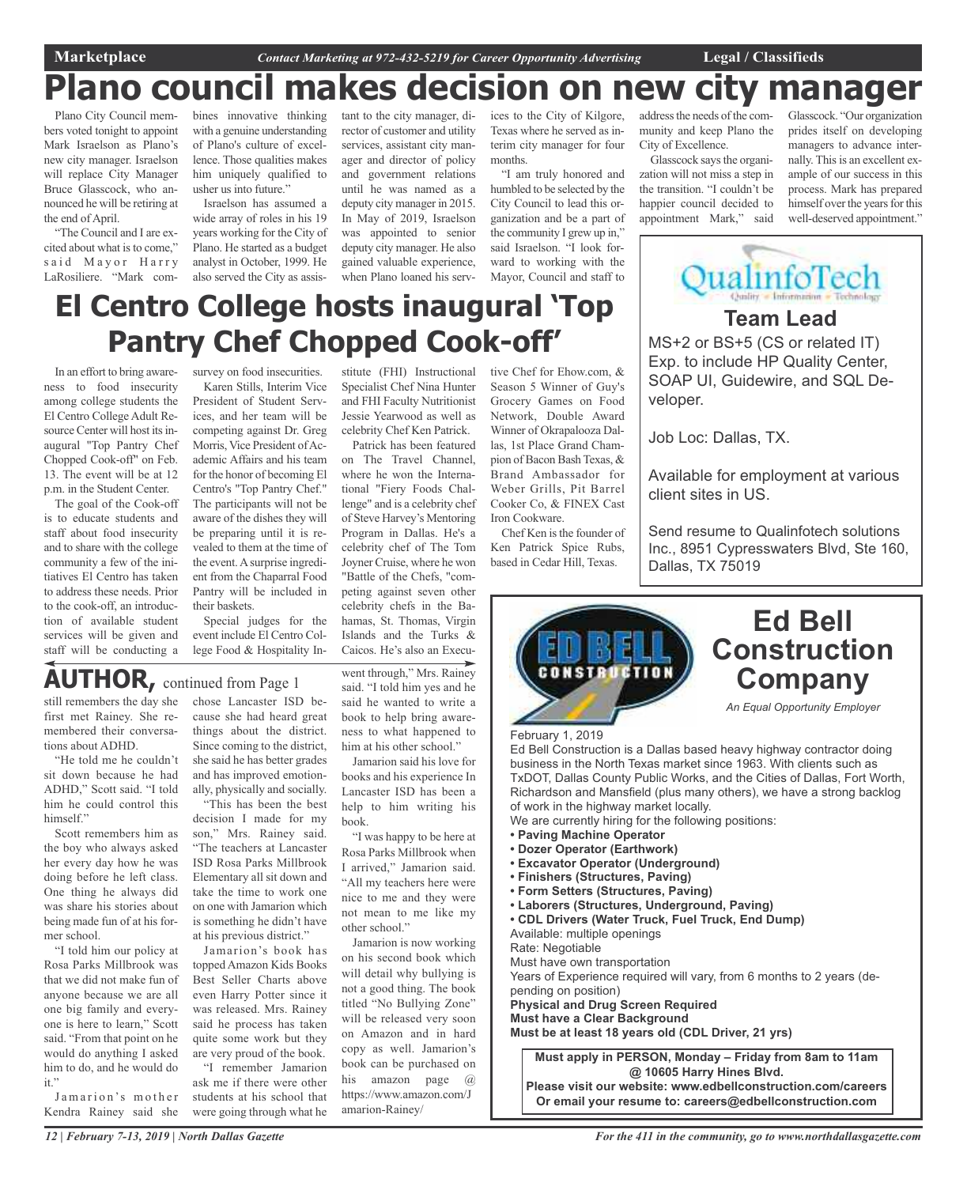# Plano council makes decision on new city manager

Plano City Council members voted tonight to appoint Mark Israelson as Plano's new city manager. Israelson will replace City Manager Bruce Glasscock, who announced he will be retiring at the end of April.

"The Council and I are excited about what is to come," said Mayor Harry LaRosiliere. "Mark combines innovative thinking with a genuine understanding of Plano's culture of excellence. Those qualities makes him uniquely qualified to usher us into future."

Israelson has assumed a wide array of roles in his 19 years working for the City of Plano. He started as a budget analyst in October, 1999. He also served the City as assistant to the city manager, director of customer and utility services, assistant city manager and director of policy and government relations until he was named as a deputy city manager in 2015. In May of 2019, Israelson was appointed to senior deputy city manager. He also gained valuable experience, when Plano loaned his services to the City of Kilgore, Texas where he served as interim city manager for four months.

"I am truly honored and humbled to be selected by the City Council to lead this organization and be a part of the community I grew up in," said Israelson. "I look forward to working with the Mayor, Council and staff to address the needs of the community and keep Plano the City of Excellence.

Glasscock says the organization will not miss a step in the transition. "I couldn't be happier council decided to appointment Mark," said Glasscock. "Our organization prides itself on developing managers to advance internally. This is an excellent example of our success in this process. Mark has prepared himself over the years for this well-deserved appointment."

# El Centro College hosts inaugural 'Top Pantry Chef Chopped Cook-off'

In an effort to bring awareness to food insecurity among college students the El Centro College Adult Resource Center will host its inaugural "Top Pantry Chef Chopped Cook-off" on Feb. 13. The event will be at 12 p.m. in the Student Center.

The goal of the Cook-off is to educate students and staff about food insecurity and to share with the college community a few of the initiatives El Centro has taken to address these needs. Prior to the cook-off, an introduction of available student services will be given and staff will be conducting a survey on food insecurities.

Karen Stills, Interim Vice President of Student Services, and her team will be competing against Dr. Greg Morris, Vice President of Academic Affairs and his team for the honor of becoming El Centro's "Top Pantry Chef." The participants will not be aware of the dishes they will be preparing until it is revealed to them at the time of the event. A surprise ingredient from the Chaparral Food Pantry will be included in their baskets.

Special judges for the event include El Centro College Food & Hospitality Institute (FHI) Instructional Specialist Chef Nina Hunter and FHI Faculty Nutritionist Jessie Yearwood as well as celebrity Chef Ken Patrick.

Patrick has been featured on The Travel Channel, where he won the International "Fiery Foods Challenge" and is a celebrity chef of Steve Harvey's Mentoring Program in Dallas. He's a celebrity chef of The Tom Joyner Cruise, where he won "Battle of the Chefs, "competing against seven other celebrity chefs in the Bahamas, St. Thomas, Virgin Islands and the Turks & Caicos. He's also an Executive Chef for Ehow.com, & Season 5 Winner of Guy's Grocery Games on Food Network, Double Award Winner of Okrapalooza Dallas, 1st Place Grand Champion of Bacon Bash Texas, & Brand Ambassador for Weber Grills, Pit Barrel Cooker Co, & FINEX Cast Iron Cookware.

Chef Ken is the founder of Ken Patrick Spice Rubs, based in Cedar Hill, Texas.

## AUTHOR, continued from Page 1

still remembers the day she first met Rainey. She remembered their conversations about ADHD.

"He told me he couldn't sit down because he had ADHD," Scott said. "I told him he could control this himself."

Scott remembers him as the boy who always asked her every day how he was doing before he left class. One thing he always did was share his stories about being made fun of at his former school.

"I told him our policy at Rosa Parks Millbrook was that we did not make fun of anyone because we are all one big family and everyone is here to learn," Scott said. "From that point on he would do anything I asked him to do, and he would do it."

Jamarion's mother Kendra Rainey said she chose Lancaster ISD because she had heard great things about the district. Since coming to the district, she said he has better grades and has improved emotionally, physically and socially.

"This has been the best decision I made for my son," Mrs. Rainey said. "The teachers at Lancaster ISD Rosa Parks Millbrook Elementary all sit down and take the time to work one on one with Jamarion which is something he didn't have at his previous district."

Jamarion's book has topped Amazon Kids Books Best Seller Charts above even Harry Potter since it was released. Mrs. Rainey said he process has taken quite some work but they are very proud of the book.

"I remember Jamarion ask me if there were other students at his school that were going through what he went through," Mrs. Rainey said. "I told him yes and he said he wanted to write a book to help bring awareness to what happened to him at his other school."

Jamarion said his love for books and his experience In Lancaster ISD has been a help to him writing his book.

"I was happy to be here at Rosa Parks Millbrook when I arrived," Jamarion said. "All my teachers here were nice to me and they were not mean to me like my other school."

Jamarion is now working on his second book which will detail why bullying is not a good thing. The book titled "No Bullying Zone" will be released very soon on Amazon and in hard copy as well. Jamarion's book can be purchased on his amazon page @ https://www.amazon.com/Jamarion-Rainey/

---

**QualinfoTech**
Quality • Information • Technology

## Team Lead

MS+2 or BS+5 (CS or related IT) Exp. to include HP Quality Center, SOAP UI, Guidewire, and SQL Developer.

Job Loc: Dallas, TX.

Available for employment at various client sites in US.

Send resume to Qualinfotech solutions Inc., 8951 Cypresswaters Blvd, Ste 160, Dallas, TX 75019

---

## Ed Bell Construction Company

*An Equal Opportunity Employer*

February 1, 2019

Ed Bell Construction is a Dallas based heavy highway contractor doing business in the North Texas market since 1963. With clients such as TxDOT, Dallas County Public Works, and the Cities of Dallas, Fort Worth, Richardson and Mansfield (plus many others), we have a strong backlog of work in the highway market locally.

We are currently hiring for the following positions:

- **Paving Machine Operator**
- **Dozer Operator (Earthwork)**
- **Excavator Operator (Underground)**
- **Finishers (Structures, Paving)**
- **Form Setters (Structures, Paving)**
- **Laborers (Structures, Underground, Paving)**
- **CDL Drivers (Water Truck, Fuel Truck, End Dump)**

Available: multiple openings
Rate: Negotiable
Must have own transportation
Years of Experience required will vary, from 6 months to 2 years (depending on position)
**Physical and Drug Screen Required**
**Must have a Clear Background**
**Must be at least 18 years old (CDL Driver, 21 yrs)**

**Must apply in PERSON, Monday – Friday from 8am to 11am @ 10605 Harry Hines Blvd.**
**Please visit our website: www.edbellconstruction.com/careers**
**Or email your resume to: careers@edbellconstruction.com**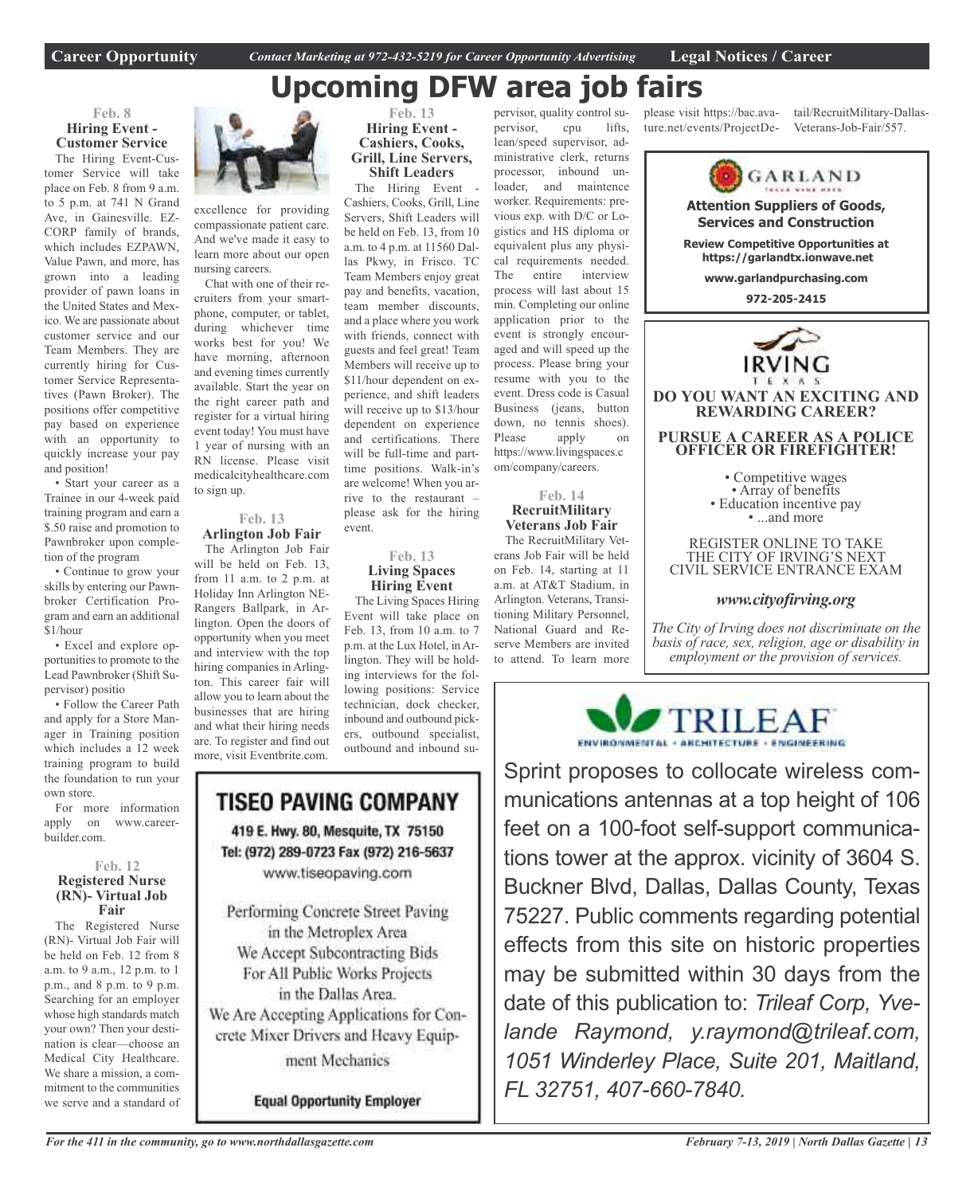# Upcoming DFW area job fairs

### Feb. 8
**Hiring Event - Customer Service**

The Hiring Event-Customer Service will take place on Feb. 8 from 9 a.m. to 5 p.m. at 741 N Grand Ave, in Gainesville. EZCORP family of brands, which includes EZPAWN, Value Pawn, and more, has grown into a leading provider of pawn loans in the United States and Mexico. We are passionate about customer service and our Team Members. They are currently hiring for Customer Service Representatives (Pawn Broker). The positions offer competitive pay based on experience with an opportunity to quickly increase your pay and position!

• Start your career as a Trainee in our 4-week paid training program and earn a $.50 raise and promotion to Pawnbroker upon completion of the program

• Continue to grow your skills by entering our Pawnbroker Certification Program and earn an additional $1/hour

• Excel and explore opportunities to promote to the Lead Pawnbroker (Shift Supervisor) positio

• Follow the Career Path and apply for a Store Manager in Training position which includes a 12 week training program to build the foundation to run your own store.

For more information apply on www.careerbuilder.com.

### Feb. 12
**Registered Nurse (RN)- Virtual Job Fair**

The Registered Nurse (RN)- Virtual Job Fair will be held on Feb. 12 from 8 a.m. to 9 a.m., 12 p.m. to 1 p.m., and 8 p.m. to 9 p.m. Searching for an employer whose high standards match your own? Then your destination is clear—choose an Medical City Healthcare. We share a mission, a commitment to the communities we serve and a standard of excellence for providing compassionate patient care. And we've made it easy to learn more about our open nursing careers.

Chat with one of their recruiters from your smartphone, computer, or tablet, during whichever time works best for you! We have morning, afternoon and evening times currently available. Start the year on the right career path and register for a virtual hiring event today! You must have 1 year of nursing with an RN license. Please visit medicalcityhealthcare.com to sign up.

### Feb. 13
**Arlington Job Fair**

The Arlington Job Fair will be held on Feb. 13, from 11 a.m. to 2 p.m. at Holiday Inn Arlington NE-Rangers Ballpark, in Arlington. Open the doors of opportunity when you meet and interview with the top hiring companies in Arlington. This career fair will allow you to learn about the businesses that are hiring and what their hiring needs are. To register and find out more, visit Eventbrite.com.

### Feb. 13
**Hiring Event - Cashiers, Cooks, Grill, Line Servers, Shift Leaders**

The Hiring Event - Cashiers, Cooks, Grill, Line Servers, Shift Leaders will be held on Feb. 13, from 10 a.m. to 4 p.m. at 11560 Dallas Pkwy, in Frisco. TC Team Members enjoy great pay and benefits, vacation, team member discounts, and a place where you work with friends, connect with guests and feel great! Team Members will receive up to $11/hour dependent on experience, and shift leaders will receive up to $13/hour dependent on experience and certifications. There will be full-time and part-time positions. Walk-in's are welcome! When you arrive to the restaurant – please ask for the hiring event.

### Feb. 13
**Living Spaces Hiring Event**

The Living Spaces Hiring Event will take place on Feb. 13, from 10 a.m. to 7 p.m. at the Lux Hotel, in Arlington. They will be holding interviews for the following positions: Service technician, dock checker, inbound and outbound pickers, outbound specialist, outbound and inbound supervisor, quality control supervisor, cpu lifts, lean/speed supervisor, administrative clerk, returns processor, inbound unloader, and maintence worker. Requirements: previous exp. with D/C or Logistics and HS diploma or equivalent plus any physical requirements needed. The entire interview process will last about 15 min. Completing our online application prior to the event is strongly encouraged and will speed up the process. Please bring your resume with you to the event. Dress code is Casual Business (jeans, button down, no tennis shoes). Please apply on https://www.livingspaces.com/company/careers.

### Feb. 14
**RecruitMilitary Veterans Job Fair**

The RecruitMilitary Veterans Job Fair will be held on Feb. 14, starting at 11 a.m. at AT&T Stadium, in Arlington. Veterans, Transitioning Military Personnel, National Guard and Reserve Members are invited to attend. To learn more please visit https://bac.avature.net/events/ProjectDetail/RecruitMilitary-Dallas-Veterans-Job-Fair/557.

---

**TISEO PAVING COMPANY**

419 E. Hwy. 80, Mesquite, TX 75150
Tel: (972) 289-0723 Fax (972) 216-5637
www.tiseopaving.com

Performing Concrete Street Paving in the Metroplex Area
We Accept Subcontracting Bids For All Public Works Projects in the Dallas Area.
We Are Accepting Applications for Concrete Mixer Drivers and Heavy Equipment Mechanics

**Equal Opportunity Employer**

---

**GARLAND**

**Attention Suppliers of Goods, Services and Construction**

**Review Competitive Opportunities at https://garlandtx.ionwave.net**

**www.garlandpurchasing.com**

**972-205-2415**

---

**IRVING TEXAS**

**DO YOU WANT AN EXCITING AND REWARDING CAREER?**

**PURSUE A CAREER AS A POLICE OFFICER OR FIREFIGHTER!**

• Competitive wages
• Array of benefits
• Education incentive pay
• ...and more

REGISTER ONLINE TO TAKE THE CITY OF IRVING'S NEXT CIVIL SERVICE ENTRANCE EXAM

***www.cityofirving.org***

*The City of Irving does not discriminate on the basis of race, sex, religion, age or disability in employment or the provision of services.*

---

**TRILEAF**
ENVIRONMENTAL • ARCHITECTURE • ENGINEERING

Sprint proposes to collocate wireless communications antennas at a top height of 106 feet on a 100-foot self-support communications tower at the approx. vicinity of 3604 S. Buckner Blvd, Dallas, Dallas County, Texas 75227. Public comments regarding potential effects from this site on historic properties may be submitted within 30 days from the date of this publication to: *Trileaf Corp, Yvelande Raymond, y.raymond@trileaf.com, 1051 Winderley Place, Suite 201, Maitland, FL 32751, 407-660-7840.*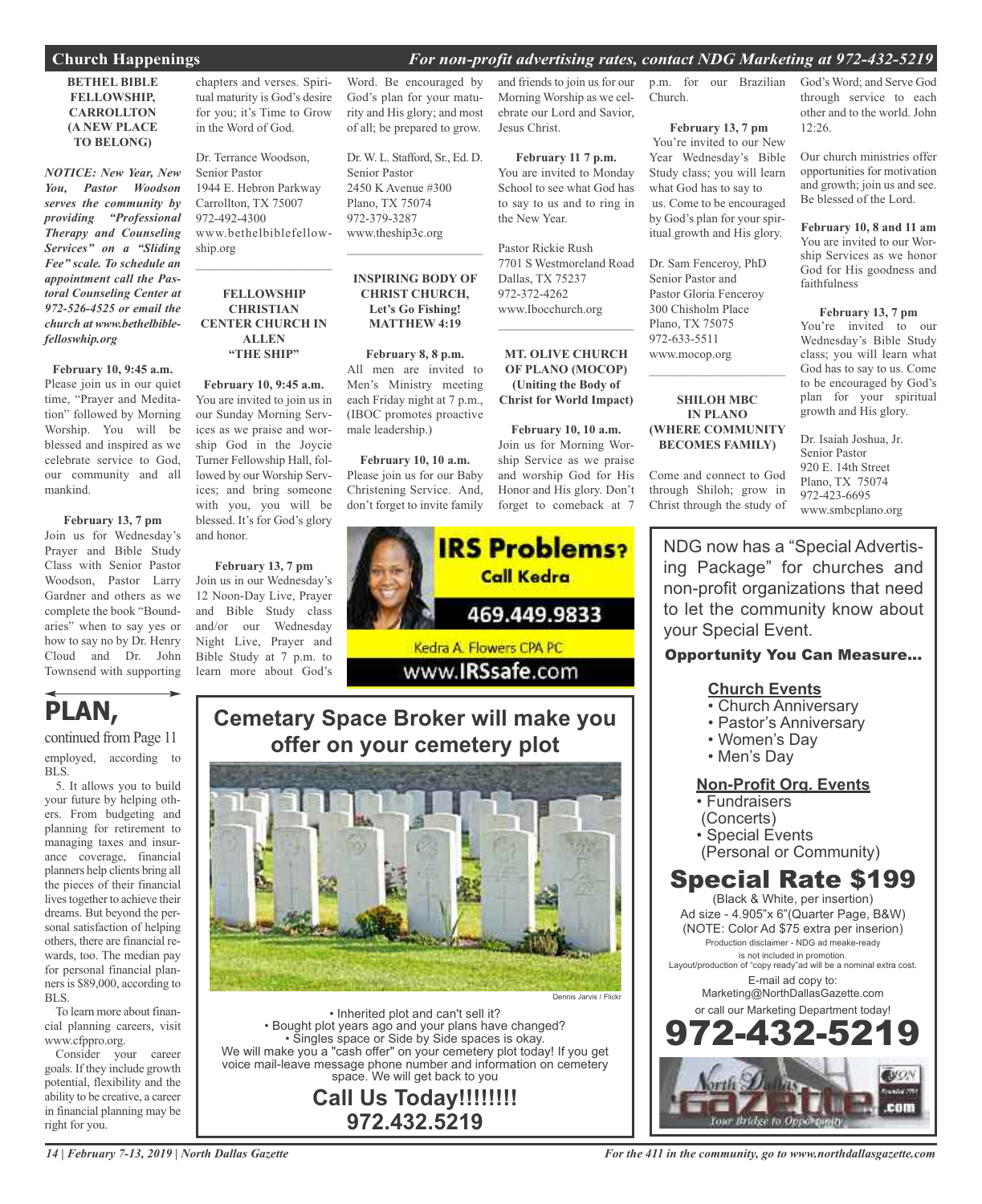## Church Happenings

*For non-profit advertising rates, contact NDG Marketing at 972-432-5219*

**BETHEL BIBLE FELLOWSHIP, CARROLLTON (A NEW PLACE TO BELONG)**

***NOTICE: New Year, New You, Pastor Woodson serves the community by providing "Professional Therapy and Counseling Services" on a "Sliding Fee" scale. To schedule an appointment call the Pastoral Counseling Center at 972-526-4525 or email the church at www.bethelbiblefelloswhip.org***

**February 10, 9:45 a.m.**
Please join us in our quiet time, "Prayer and Meditation" followed by Morning Worship. You will be blessed and inspired as we celebrate service to God, our community and all mankind.

**February 13, 7 pm**
Join us for Wednesday's Prayer and Bible Study Class with Senior Pastor Woodson, Pastor Larry Gardner and others as we complete the book "Boundaries" when to say yes or how to say no by Dr. Henry Cloud and Dr. John Townsend with supporting chapters and verses. Spiritual maturity is God's desire for you; it's Time to Grow in the Word of God.

Dr. Terrance Woodson,
Senior Pastor
1944 E. Hebron Parkway
Carrollton, TX 75007
972-492-4300
www.bethelbiblefellowship.org

---

**FELLOWSHIP CHRISTIAN CENTER CHURCH IN ALLEN "THE SHIP"**

**February 10, 9:45 a.m.**
You are invited to join us in our Sunday Morning Services as we praise and worship God in the Joycie Turner Fellowship Hall, followed by our Worship Services; and bring someone with you, you will be blessed. It's for God's glory and honor.

**February 13, 7 pm**
Join us in our Wednesday's 12 Noon-Day Live, Prayer and Bible Study class and/or our Wednesday Night Live, Prayer and Bible Study at 7 p.m. to learn more about God's Word. Be encouraged by God's plan for your maturity and His glory; and most of all; be prepared to grow.

Dr. W. L. Stafford, Sr., Ed. D.
Senior Pastor
2450 K Avenue #300
Plano, TX 75074
972-379-3287
www.theship3c.org

---

**INSPIRING BODY OF CHRIST CHURCH, Let's Go Fishing! MATTHEW 4:19**

**February 8, 8 p.m.**
All men are invited to Men's Ministry meeting each Friday night at 7 p.m., (IBOC promotes proactive male leadership.)

**February 10, 10 a.m.**
Please join us for our Baby Christening Service. And, don't forget to invite family and friends to join us for our Morning Worship as we celebrate our Lord and Savior, Jesus Christ.

**February 11 7 p.m.**
You are invited to Monday School to see what God has to say to us and to ring in the New Year.

Pastor Rickie Rush
7701 S Westmoreland Road
Dallas, TX 75237
972-372-4262
www.Ibocchurch.org

---

**MT. OLIVE CHURCH OF PLANO (MOCOP) (Uniting the Body of Christ for World Impact)**

**February 10, 10 a.m.**
Join us for Morning Worship Service as we praise and worship God for His Honor and His glory. Don't forget to comeback at 7 p.m. for our Brazilian Church.

**February 13, 7 pm**
You're invited to our New Year Wednesday's Bible Study class; you will learn what God has to say to us. Come to be encouraged by God's plan for your spiritual growth and His glory.

Dr. Sam Fenceroy, PhD
Senior Pastor and
Pastor Gloria Fenceroy
300 Chisholm Place
Plano, TX 75075
972-633-5511
www.mocop.org

---

**SHILOH MBC IN PLANO (WHERE COMMUNITY BECOMES FAMILY)**

Come and connect to God through Shiloh; grow in Christ through the study of God's Word; and Serve God through service to each other and to the world. John 12:26.

Our church ministries offer opportunities for motivation and growth; join us and see. Be blessed of the Lord.

**February 10, 8 and 11 am**
You are invited to our Worship Services as we honor God for His goodness and faithfulness

**February 13, 7 pm**
You're invited to our Wednesday's Bible Study class; you will learn what God has to say to us. Come to be encouraged by God's plan for your spiritual growth and His glory.

Dr. Isaiah Joshua, Jr.
Senior Pastor
920 E. 14th Street
Plano, TX 75074
972-423-6695
www.smbcplano.org

---

## PLAN,

continued from Page 11

employed, according to BLS.

5. It allows you to build your future by helping others. From budgeting and planning for retirement to managing taxes and insurance coverage, financial planners help clients bring all the pieces of their financial lives together to achieve their dreams. But beyond the personal satisfaction of helping others, there are financial rewards, too. The median pay for personal financial planners is $89,000, according to BLS.

To learn more about financial planning careers, visit www.cfppro.org.

Consider your career goals. If they include growth potential, flexibility and the ability to be creative, a career in financial planning may be right for you.

---

**IRS Problems? Call Kedra**
**469.449.9833**
Kedra A. Flowers CPA PC
www.IRSsafe.com

---

## Cemetary Space Broker will make you offer on your cemetery plot

Dennis Jarvis / Flickr

- Inherited plot and can't sell it?
- Bought plot years ago and your plans have changed?
- Singles space or Side by Side spaces is okay.

We will make you a "cash offer" on your cemetery plot today! If you get voice mail-leave message phone number and information on cemetery space. We will get back to you

**Call Us Today!!!!!!!!**
**972.432.5219**

---

NDG now has a "Special Advertising Package" for churches and non-profit organizations that need to let the community know about your Special Event.

**Opportunity You Can Measure...**

**Church Events**
- Church Anniversary
- Pastor's Anniversary
- Women's Day
- Men's Day

**Non-Profit Org. Events**
- Fundraisers (Concerts)
- Special Events (Personal or Community)

## Special Rate $199

(Black & White, per insertion)
Ad size - 4.905"x 6"(Quarter Page, B&W)
(NOTE: Color Ad $75 extra per inserion)
Production disclaimer - NDG ad meake-ready is not included in promotion.
Layout/production of "copy ready"ad will be a nominal extra cost.
E-mail ad copy to:
Marketing@NorthDallasGazette.com
or call our Marketing Department today!

**972-432-5219**

North Dallas Gazette .com — Your Bridge to Opportunity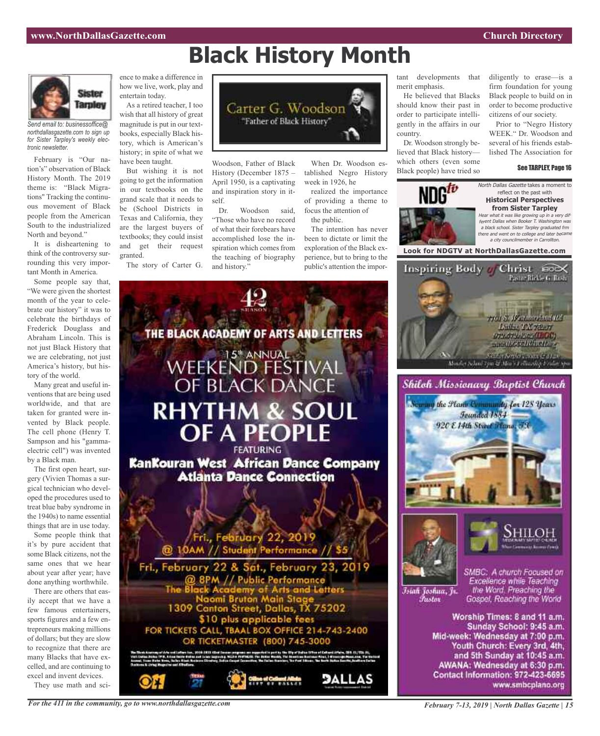# Black History Month

Sister Tarpley

*Send email to: businessoffice@northdallasgazette.com to sign up for Sister Tarpley's weekly electronic newsletter.*

February is "Our nation's" observation of Black History Month. The 2019 theme is: "Black Migrations" Tracking the continuous movement of Black people from the American South to the industrialized North and beyond."

It is disheartening to think of the controversy surrounding this very important Month in America.

Some people say that, "We were given the shortest month of the year to celebrate our history" it was to celebrate the birthdays of Frederick Douglass and Abraham Lincoln. This is not just Black History that we are celebrating, not just America's history, but history of the world.

Many great and useful inventions that are being used worldwide, and that are taken for granted were invented by Black people. The cell phone (Henry T. Sampson and his "gamma-electric cell") was invented by a Black man.

The first open heart, surgery (Vivien Thomas a surgical technician who developed the procedures used to treat blue baby syndrome in the 1940s) to name essential things that are in use today.

Some people think that it's by pure accident that some Black citizens, not the same ones that we hear about year after year; have done anything worthwhile.

There are others that easily accept that we have a few famous entertainers, sports figures and a few entrepreneurs making millions of dollars; but they are slow to recognize that there are many Blacks that have excelled, and are continuing to excel and invent devices.

They use math and science to make a difference in how we live, work, play and entertain today.

As a retired teacher, I too wish that all history of great magnitude is put in our textbooks, especially Black history, which is American's history; in spite of what we have been taught.

But wishing it is not going to get the information in our textbooks on the grand scale that it needs to be (School Districts in Texas and California, they are the largest buyers of textbooks; they could insist and get their request granted.

The story of Carter G. Woodson, Father of Black History (December 1875 – April 1950, is a captivating and inspiration story in itself.

Carter G. Woodson
"Father of Black History"

Dr. Woodson said, "Those who have no record of what their forebears have accomplished lose the inspiration which comes from the teaching of biography and history."

When Dr. Woodson established Negro History week in 1926, he realized the importance of providing a theme to focus the attention of the public.

The intention has never been to dictate or limit the exploration of the Black experience, but to bring to the public's attention the important developments that merit emphasis.

He believed that Blacks should know their past in order to participate intelligently in the affairs in our country.

Dr. Woodson strongly believed that Black history—which others (even some Black people) have tried so diligently to erase—is a firm foundation for young Black people to build on in order to become productive citizens of our society.

Prior to "Negro History WEEK." Dr. Woodson and several of his friends established The Association for

**See TARPLEY, Page 16**

---

42nd Season

**THE BLACK ACADEMY OF ARTS AND LETTERS**

15th ANNUAL
WEEKEND FESTIVAL OF BLACK DANCE

**RHYTHM & SOUL OF A PEOPLE**

FEATURING
**KanKouran West African Dance Company**
**Atlanta Dance Connection**

Fri., February 22, 2019
@ 10AM // Student Performance // $5

Fri., February 22 & Sat., February 23, 2019
@ 8PM // Public Performance
The Black Academy of Arts and Letters
Naomi Bruton Main Stage
1309 Canton Street, Dallas, TX 75202
$10 plus applicable fees
FOR TICKETS CALL, TBAAL BOX OFFICE 214-743-2400
OR TICKETMASTER (800) 745-3000

---

NDGtv

*North Dallas Gazette* takes a moment to reflect on the past with
**Historical Perspectives from Sister Tarpley**

*Hear what it was like growing up in a very different Dallas when Booker T. Washington was a black school. Sister Tarpley graduated frm there and went on to college and later became a city councilmember in Carrollton.*

**Look for NDGTV at NorthDallasGazette.com**

---

**Inspiring Body of Christ**
Pastor Rickie G. Rush

7701 S. Westmoreland Rd.
Dallas, TX 75237

---

**Shiloh Missionary Baptist Church**

Serving the Plano Community for 128 Years
Founded 1884
920 E 14th Street Plano, TX

SHILOH Missionary Baptist Church

Isiah Joshua, Jr.
Pastor

SMBC: A church Focused on Excellence while Teaching the Word, Preaching the Gospel, Reaching the World

**Worship Times: 8 and 11 a.m.**
**Sunday School: 9:45 a.m.**
**Mid-week: Wednesday at 7:00 p.m.**
**Youth Church: Every 3rd, 4th, and 5th Sunday at 10:45 a.m.**
**AWANA: Wednesday at 6:30 p.m.**
**Contact Information: 972-423-6695**
**www.smbcplano.org**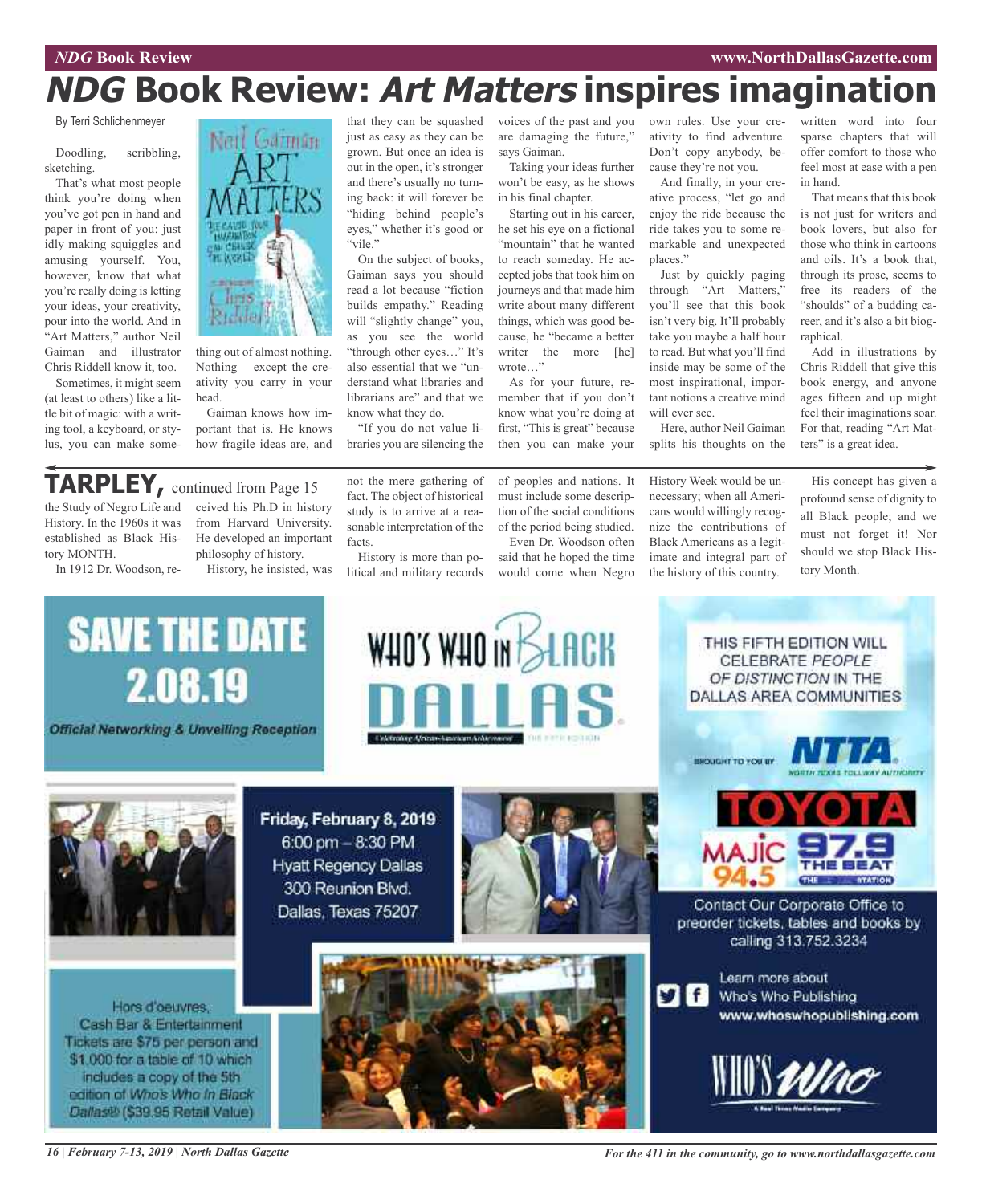# NDG Book Review: *Art Matters* inspires imagination

By Terri Schlichenmeyer

Doodling, scribbling, sketching.

That's what most people think you're doing when you've got pen in hand and paper in front of you: just idly making squiggles and amusing yourself. You, however, know that what you're really doing is letting your ideas, your creativity, pour into the world. And in "Art Matters," author Neil Gaiman and illustrator Chris Riddell know it, too.

Sometimes, it might seem (at least to others) like a little bit of magic: with a writing tool, a keyboard, or stylus, you can make something out of almost nothing. Nothing – except the creativity you carry in your head.

Gaiman knows how important that is. He knows how fragile ideas are, and that they can be squashed just as easy as they can be grown. But once an idea is out in the open, it's stronger and there's usually no turning back: it will forever be "hiding behind people's eyes," whether it's good or "vile."

On the subject of books, Gaiman says you should read a lot because "fiction builds empathy." Reading will "slightly change" you, as you see the world "through other eyes…" It's also essential that we "understand what libraries and librarians are" and that we know what they do.

"If you do not value libraries you are silencing the voices of the past and you are damaging the future," says Gaiman.

Taking your ideas further won't be easy, as he shows in his final chapter.

Starting out in his career, he set his eye on a fictional "mountain" that he wanted to reach someday. He accepted jobs that took him on journeys and that made him write about many different things, which was good because, he "became a better writer the more [he] wrote…"

As for your future, remember that if you don't know what you're doing at first, "This is great" because then you can make your own rules. Use your creativity to find adventure. Don't copy anybody, because they're not you.

And finally, in your creative process, "let go and enjoy the ride because the ride takes you to some remarkable and unexpected places."

Just by quickly paging through "Art Matters," you'll see that this book isn't very big. It'll probably take you maybe a half hour to read. But what you'll find inside may be some of the most inspirational, important notions a creative mind will ever see.

Here, author Neil Gaiman splits his thoughts on the written word into four sparse chapters that will offer comfort to those who feel most at ease with a pen in hand.

That means that this book is not just for writers and book lovers, but also for those who think in cartoons and oils. It's a book that, through its prose, seems to free its readers of the "shoulds" of a budding career, and it's also a bit biographical.

Add in illustrations by Chris Riddell that give this book energy, and anyone ages fifteen and up might feel their imaginations soar. For that, reading "Art Matters" is a great idea.

## TARPLEY, continued from Page 15

the Study of Negro Life and History. In the 1960s it was established as Black History MONTH.

In 1912 Dr. Woodson, received his Ph.D in history from Harvard University. He developed an important philosophy of history.

History, he insisted, was not the mere gathering of fact. The object of historical study is to arrive at a reasonable interpretation of the facts.

History is more than political and military records of peoples and nations. It must include some description of the social conditions of the period being studied.

Even Dr. Woodson often said that he hoped the time would come when Negro History Week would be unnecessary; when all Americans would willingly recognize the contributions of Black Americans as a legitimate and integral part of the history of this country.

His concept has given a profound sense of dignity to all Black people; and we must not forget it! Nor should we stop Black History Month.

---

**SAVE THE DATE 2.08.19**

*Official Networking & Unveiling Reception*

WHO'S WHO IN BLACK DALLAS

THIS FIFTH EDITION WILL CELEBRATE *PEOPLE OF DISTINCTION* IN THE DALLAS AREA COMMUNITIES

BROUGHT TO YOU BY NTTA North Texas Tollway Authority, TOYOTA, MAJIC 94.5, 97.9 THE BEAT

Friday, February 8, 2019
6:00 pm – 8:30 PM
Hyatt Regency Dallas
300 Reunion Blvd.
Dallas, Texas 75207

Hors d'oeuvres, Cash Bar & Entertainment
Tickets are $75 per person and $1,000 for a table of 10 which includes a copy of the 5th edition of *Who's Who In Black Dallas®* ($39.95 Retail Value)

Contact Our Corporate Office to preorder tickets, tables and books by calling 313.752.3234

Learn more about Who's Who Publishing
**www.whoswhopublishing.com**